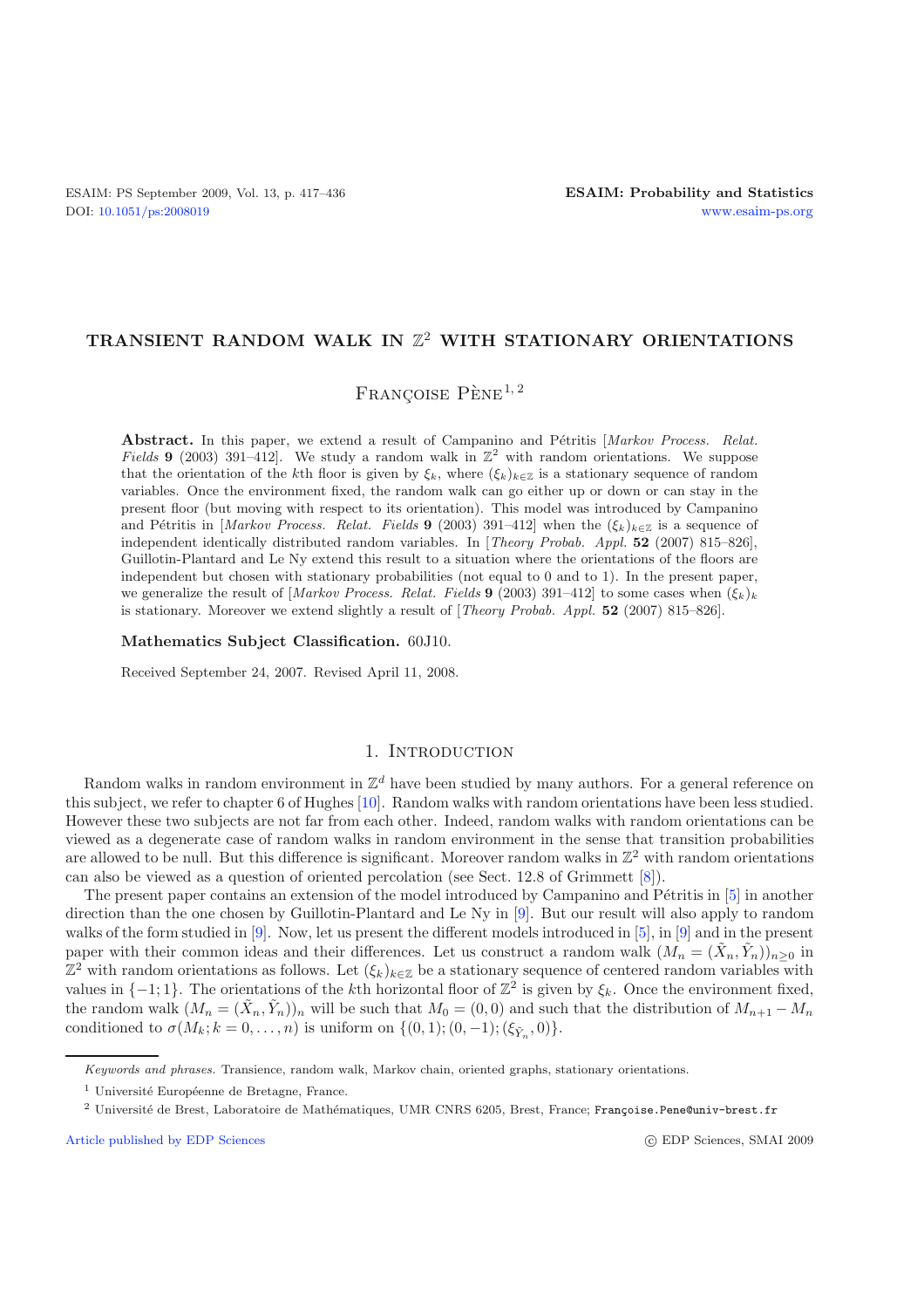# TRANSIENT RANDOM WALK IN $\mathbb{Z}^2$ WITH STATIONARY ORIENTATIONS

Françoise Pène[1, 2]

**Abstract.** In this paper, we extend a result of Campanino and Pétritis [*Markov Process. Relat. Fields* **9** (2003) 391–412]. We study a random walk in $\mathbb{Z}^2$ with random orientations. We suppose that the orientation of the $k$th floor is given by $\xi_k$, where $(\xi_k)_{k\in\mathbb{Z}}$ is a stationary sequence of random variables. Once the environment fixed, the random walk can go either up or down or can stay in the present floor (but moving with respect to its orientation). This model was introduced by Campanino and Pétritis in [*Markov Process. Relat. Fields* **9** (2003) 391–412] when the $(\xi_k)_{k\in\mathbb{Z}}$ is a sequence of independent identically distributed random variables. In [*Theory Probab. Appl.* **52** (2007) 815–826], Guillotin-Plantard and Le Ny extend this result to a situation where the orientations of the floors are independent but chosen with stationary probabilities (not equal to 0 and to 1). In the present paper, we generalize the result of [*Markov Process. Relat. Fields* **9** (2003) 391–412] to some cases when $(\xi_k)_k$ is stationary. Moreover we extend slightly a result of [*Theory Probab. Appl.* **52** (2007) 815–826].

**Mathematics Subject Classification.** 60J10.

Received September 24, 2007. Revised April 11, 2008.

## 1. Introduction

Random walks in random environment in $\mathbb{Z}^d$ have been studied by many authors. For a general reference on this subject, we refer to chapter 6 of Hughes [10]. Random walks with random orientations have been less studied. However these two subjects are not far from each other. Indeed, random walks with random orientations can be viewed as a degenerate case of random walks in random environment in the sense that transition probabilities are allowed to be null. But this difference is significant. Moreover random walks in $\mathbb{Z}^2$ with random orientations can also be viewed as a question of oriented percolation (see Sect. 12.8 of Grimmett [8]).

The present paper contains an extension of the model introduced by Campanino and Pétritis in [5] in another direction than the one chosen by Guillotin-Plantard and Le Ny in [9]. But our result will also apply to random walks of the form studied in [9]. Now, let us present the different models introduced in [5], in [9] and in the present paper with their common ideas and their differences. Let us construct a random walk $(M_n = (\tilde{X}_n, \tilde{Y}_n))_{n\geq 0}$ in $\mathbb{Z}^2$ with random orientations as follows. Let $(\xi_k)_{k\in\mathbb{Z}}$ be a stationary sequence of centered random variables with values in $\{-1; 1\}$. The orientations of the $k$th horizontal floor of $\mathbb{Z}^2$ is given by $\xi_k$. Once the environment fixed, the random walk $(M_n = (\tilde{X}_n, \tilde{Y}_n))_n$ will be such that $M_0 = (0, 0)$ and such that the distribution of $M_{n+1} - M_n$ conditioned to $\sigma(M_k; k = 0, \dots, n)$ is uniform on $\{(0, 1); (0, -1); (\xi_{\tilde{Y}_n}, 0)\}$.

---

*Keywords and phrases.* Transience, random walk, Markov chain, oriented graphs, stationary orientations.

[1] Université Européenne de Bretagne, France.

[2] Université de Brest, Laboratoire de Mathématiques, UMR CNRS 6205, Brest, France; Françoise.Pene@univ-brest.fr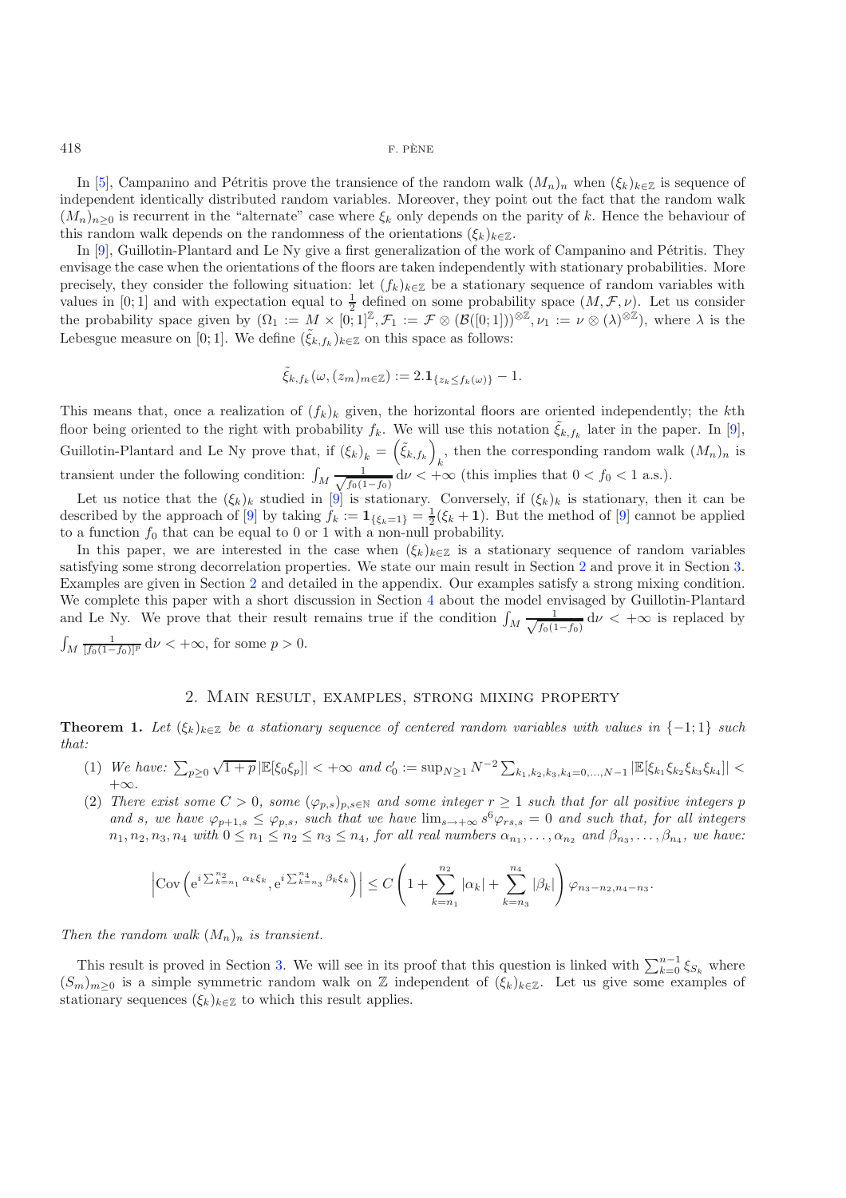In [5], Campanino and Pétritis prove the transience of the random walk $(M_n)_n$ when $(\xi_k)_{k\in\mathbb{Z}}$ is sequence of independent identically distributed random variables. Moreover, they point out the fact that the random walk $(M_n)_{n\geq 0}$ is recurrent in the "alternate" case where $\xi_k$ only depends on the parity of $k$. Hence the behaviour of this random walk depends on the randomness of the orientations $(\xi_k)_{k\in\mathbb{Z}}$.

In [9], Guillotin-Plantard and Le Ny give a first generalization of the work of Campanino and Pétritis. They envisage the case when the orientations of the floors are taken independently with stationary probabilities. More precisely, they consider the following situation: let $(f_k)_{k\in\mathbb{Z}}$ be a stationary sequence of random variables with values in $[0;1]$ and with expectation equal to $\frac{1}{2}$ defined on some probability space $(M,\mathcal{F},\nu)$. Let us consider the probability space given by $(\Omega_1 := M\times[0;1]^{\mathbb{Z}}, \mathcal{F}_1 := \mathcal{F}\otimes(\mathcal{B}([0;1]))^{\otimes\mathbb{Z}}, \nu_1 := \nu\otimes(\lambda)^{\otimes\mathbb{Z}})$, where $\lambda$ is the Lebesgue measure on $[0;1]$. We define $(\tilde{\xi}_{k,f_k})_{k\in\mathbb{Z}}$ on this space as follows:

$$\tilde{\xi}_{k,f_k}(\omega,(z_m)_{m\in\mathbb{Z}}) := 2.\mathbf{1}_{\{z_k\leq f_k(\omega)\}} - 1.$$

This means that, once a realization of $(f_k)_k$ given, the horizontal floors are oriented independently; the $k$th floor being oriented to the right with probability $f_k$. We will use this notation $\tilde{\xi}_{k,f_k}$ later in the paper. In [9], Guillotin-Plantard and Le Ny prove that, if $(\xi_k)_k = \left(\tilde{\xi}_{k,f_k}\right)_k$, then the corresponding random walk $(M_n)_n$ is transient under the following condition: $\int_M \frac{1}{\sqrt{f_0(1-f_0)}}\,\mathrm{d}\nu < +\infty$ (this implies that $0 < f_0 < 1$ a.s.).

Let us notice that the $(\xi_k)_k$ studied in [9] is stationary. Conversely, if $(\xi_k)_k$ is stationary, then it can be described by the approach of [9] by taking $f_k := \mathbf{1}_{\{\xi_k=1\}} = \frac{1}{2}(\xi_k+\mathbf{1})$. But the method of [9] cannot be applied to a function $f_0$ that can be equal to 0 or 1 with a non-null probability.

In this paper, we are interested in the case when $(\xi_k)_{k\in\mathbb{Z}}$ is a stationary sequence of random variables satisfying some strong decorrelation properties. We state our main result in Section 2 and prove it in Section 3. Examples are given in Section 2 and detailed in the appendix. Our examples satisfy a strong mixing condition. We complete this paper with a short discussion in Section 4 about the model envisaged by Guillotin-Plantard and Le Ny. We prove that their result remains true if the condition $\int_M \frac{1}{\sqrt{f_0(1-f_0)}}\,\mathrm{d}\nu < +\infty$ is replaced by $\int_M \frac{1}{[f_0(1-f_0)]^p}\,\mathrm{d}\nu < +\infty$, for some $p > 0$.

## 2. Main result, examples, strong mixing property

**Theorem 1.** *Let $(\xi_k)_{k\in\mathbb{Z}}$ be a stationary sequence of centered random variables with values in $\{-1;1\}$ such that:*

1. *We have: $\sum_{p\geq 0}\sqrt{1+p}\,|\mathbb{E}[\xi_0\xi_p]| < +\infty$ and $c_0' := \sup_{N\geq 1} N^{-2}\sum_{k_1,k_2,k_3,k_4=0,\ldots,N-1}|\mathbb{E}[\xi_{k_1}\xi_{k_2}\xi_{k_3}\xi_{k_4}]| < +\infty$.*
2. *There exist some $C>0$, some $(\varphi_{p,s})_{p,s\in\mathbb{N}}$ and some integer $r\geq 1$ such that for all positive integers $p$ and $s$, we have $\varphi_{p+1,s}\leq\varphi_{p,s}$, such that we have $\lim_{s\to+\infty} s^6\varphi_{rs,s} = 0$ and such that, for all integers $n_1,n_2,n_3,n_4$ with $0\leq n_1\leq n_2\leq n_3\leq n_4$, for all real numbers $\alpha_{n_1},\ldots,\alpha_{n_2}$ and $\beta_{n_3},\ldots,\beta_{n_4}$, we have:*

$$\left|\mathrm{Cov}\left(\mathrm{e}^{i\sum_{k=n_1}^{n_2}\alpha_k\xi_k},\mathrm{e}^{i\sum_{k=n_3}^{n_4}\beta_k\xi_k}\right)\right| \leq C\left(1+\sum_{k=n_1}^{n_2}|\alpha_k| + \sum_{k=n_3}^{n_4}|\beta_k|\right)\varphi_{n_3-n_2,n_4-n_3}.$$

*Then the random walk $(M_n)_n$ is transient.*

This result is proved in Section 3. We will see in its proof that this question is linked with $\sum_{k=0}^{n-1}\xi_{S_k}$ where $(S_m)_{m\geq 0}$ is a simple symmetric random walk on $\mathbb{Z}$ independent of $(\xi_k)_{k\in\mathbb{Z}}$. Let us give some examples of stationary sequences $(\xi_k)_{k\in\mathbb{Z}}$ to which this result applies.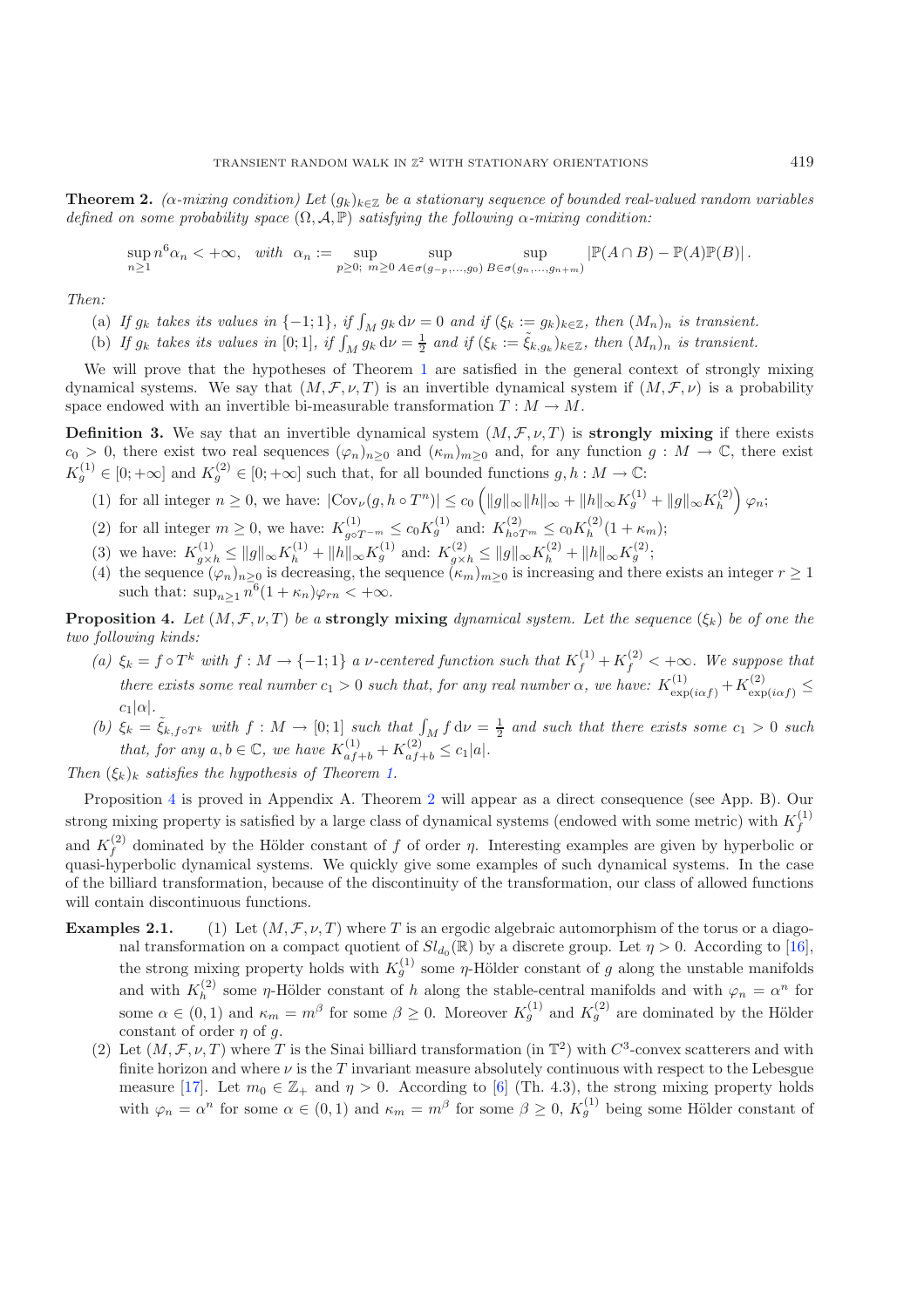**Theorem 2.** *($\alpha$-mixing condition) Let $(g_k)_{k\in\mathbb{Z}}$ be a stationary sequence of bounded real-valued random variables defined on some probability space $(\Omega, \mathcal{A}, \mathbb{P})$ satisfying the following $\alpha$-mixing condition:*

$$\sup_{n\geq 1} n^6 \alpha_n < +\infty, \quad \textit{with} \quad \alpha_n := \sup_{p\geq 0;\ m\geq 0} \sup_{A\in\sigma(g_{-p},\ldots,g_0)} \sup_{B\in\sigma(g_n,\ldots,g_{n+m})} |\mathbb{P}(A\cap B) - \mathbb{P}(A)\mathbb{P}(B)|.$$

*Then:*

- (a) *If $g_k$ takes its values in $\{-1;1\}$, if $\int_M g_k \,\mathrm{d}\nu = 0$ and if $(\xi_k := g_k)_{k\in\mathbb{Z}}$, then $(M_n)_n$ is transient.*
- (b) *If $g_k$ takes its values in $[0;1]$, if $\int_M g_k \,\mathrm{d}\nu = \frac{1}{2}$ and if $(\xi_k := \tilde{\xi}_{k,g_k})_{k\in\mathbb{Z}}$, then $(M_n)_n$ is transient.*

We will prove that the hypotheses of Theorem 1 are satisfied in the general context of strongly mixing dynamical systems. We say that $(M, \mathcal{F}, \nu, T)$ is an invertible dynamical system if $(M, \mathcal{F}, \nu)$ is a probability space endowed with an invertible bi-measurable transformation $T : M \to M$.

**Definition 3.** We say that an invertible dynamical system $(M, \mathcal{F}, \nu, T)$ is **strongly mixing** if there exists $c_0 > 0$, there exist two real sequences $(\varphi_n)_{n\geq 0}$ and $(\kappa_m)_{m\geq 0}$ and, for any function $g : M \to \mathbb{C}$, there exist $K_g^{(1)} \in [0; +\infty]$ and $K_g^{(2)} \in [0; +\infty]$ such that, for all bounded functions $g, h : M \to \mathbb{C}$:

1. for all integer $n \geq 0$, we have: $|\mathrm{Cov}_\nu(g, h\circ T^n)| \leq c_0 \left( \|g\|_\infty \|h\|_\infty + \|h\|_\infty K_g^{(1)} + \|g\|_\infty K_h^{(2)} \right) \varphi_n$;
2. for all integer $m \geq 0$, we have: $K_{g\circ T^{-m}}^{(1)} \leq c_0 K_g^{(1)}$ and: $K_{h\circ T^m}^{(2)} \leq c_0 K_h^{(2)} (1 + \kappa_m)$;
3. we have: $K_{g\times h}^{(1)} \leq \|g\|_\infty K_h^{(1)} + \|h\|_\infty K_g^{(1)}$ and: $K_{g\times h}^{(2)} \leq \|g\|_\infty K_h^{(2)} + \|h\|_\infty K_g^{(2)}$;
4. the sequence $(\varphi_n)_{n\geq 0}$ is decreasing, the sequence $(\kappa_m)_{m\geq 0}$ is increasing and there exists an integer $r \geq 1$ such that: $\sup_{n\geq 1} n^6 (1 + \kappa_n) \varphi_{rn} < +\infty$.

**Proposition 4.** *Let $(M, \mathcal{F}, \nu, T)$ be a* **strongly mixing** *dynamical system. Let the sequence $(\xi_k)$ be of one the two following kinds:*

- *(a) $\xi_k = f\circ T^k$ with $f : M \to \{-1; 1\}$ a $\nu$-centered function such that $K_f^{(1)} + K_f^{(2)} < +\infty$. We suppose that there exists some real number $c_1 > 0$ such that, for any real number $\alpha$, we have: $K_{\exp(i\alpha f)}^{(1)} + K_{\exp(i\alpha f)}^{(2)} \leq c_1 |\alpha|$.*
- *(b) $\xi_k = \tilde{\xi}_{k, f\circ T^k}$ with $f : M \to [0; 1]$ such that $\int_M f \,\mathrm{d}\nu = \frac{1}{2}$ and such that there exists some $c_1 > 0$ such that, for any $a, b \in \mathbb{C}$, we have $K_{af+b}^{(1)} + K_{af+b}^{(2)} \leq c_1 |a|$.*

*Then $(\xi_k)_k$ satisfies the hypothesis of Theorem 1.*

Proposition 4 is proved in Appendix A. Theorem 2 will appear as a direct consequence (see App. B). Our strong mixing property is satisfied by a large class of dynamical systems (endowed with some metric) with $K_f^{(1)}$ and $K_f^{(2)}$ dominated by the Hölder constant of $f$ of order $\eta$. Interesting examples are given by hyperbolic or quasi-hyperbolic dynamical systems. We quickly give some examples of such dynamical systems. In the case of the billiard transformation, because of the discontinuity of the transformation, our class of allowed functions will contain discontinuous functions.

**Examples 2.1.**

1. Let $(M, \mathcal{F}, \nu, T)$ where $T$ is an ergodic algebraic automorphism of the torus or a diagonal transformation on a compact quotient of $Sl_{d_0}(\mathbb{R})$ by a discrete group. Let $\eta > 0$. According to [16], the strong mixing property holds with $K_g^{(1)}$ some $\eta$-Hölder constant of $g$ along the unstable manifolds and with $K_h^{(2)}$ some $\eta$-Hölder constant of $h$ along the stable-central manifolds and with $\varphi_n = \alpha^n$ for some $\alpha \in (0, 1)$ and $\kappa_m = m^\beta$ for some $\beta \geq 0$. Moreover $K_g^{(1)}$ and $K_g^{(2)}$ are dominated by the Hölder constant of order $\eta$ of $g$.
2. Let $(M, \mathcal{F}, \nu, T)$ where $T$ is the Sinai billiard transformation (in $\mathbb{T}^2$) with $C^3$-convex scatterers and with finite horizon and where $\nu$ is the $T$ invariant measure absolutely continuous with respect to the Lebesgue measure [17]. Let $m_0 \in \mathbb{Z}_+$ and $\eta > 0$. According to [6] (Th. 4.3), the strong mixing property holds with $\varphi_n = \alpha^n$ for some $\alpha \in (0, 1)$ and $\kappa_m = m^\beta$ for some $\beta \geq 0$, $K_g^{(1)}$ being some Hölder constant of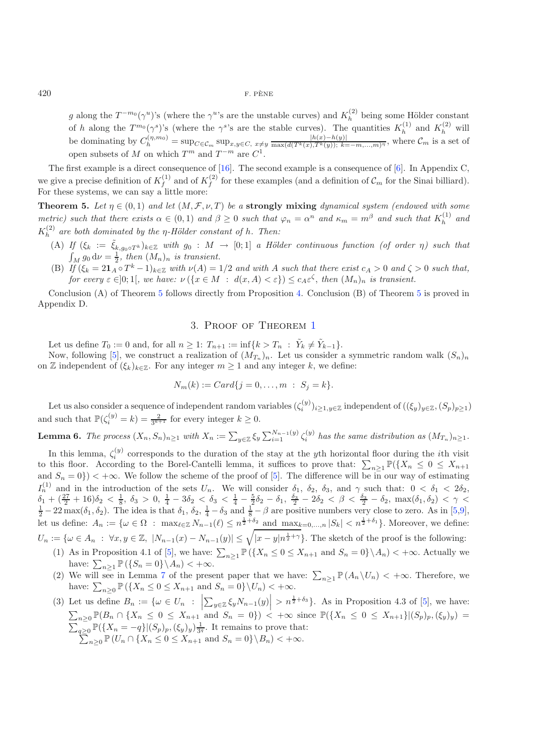$g$ along the $T^{-m_0}(\gamma^u)$'s (where the $\gamma^u$'s are the unstable curves) and $K_h^{(2)}$ being some Hölder constant of $h$ along the $T^{m_0}(\gamma^s)$'s (where the $\gamma^s$'s are the stable curves). The quantities $K_h^{(1)}$ and $K_h^{(2)}$ will be dominating by $C_h^{(\eta,m_0)} = \sup_{C\in\mathcal{C}_m}\sup_{x,y\in C,\ x\neq y}\frac{|h(x)-h(y)|}{\max(d(T^k(x),T^k(y));\ k=-m,\dots,m)^\eta}$, where $\mathcal{C}_m$ is a set of open subsets of $M$ on which $T^m$ and $T^{-m}$ are $C^1$.

The first example is a direct consequence of [16]. The second example is a consequence of [6]. In Appendix C, we give a precise definition of $K_f^{(1)}$ and of $K_f^{(2)}$ for these examples (and a definition of $\mathcal{C}_m$ for the Sinai billiard). For these systems, we can say a little more:

**Theorem 5.** *Let $\eta\in(0,1)$ and let $(M,\mathcal{F},\nu,T)$ be a* **strongly mixing** *dynamical system (endowed with some metric) such that there exists $\alpha\in(0,1)$ and $\beta\geq 0$ such that $\varphi_n=\alpha^n$ and $\kappa_m=m^\beta$ and such that $K_h^{(1)}$ and $K_h^{(2)}$ are both dominated by the $\eta$-Hölder constant of $h$. Then:*

- (A) *If $(\xi_k := \tilde{\xi}_{k,g_0\circ T^k})_{k\in\mathbb{Z}}$ with $g_0: M\to[0;1]$ a Hölder continuous function (of order $\eta$) such that $\int_M g_0\,\mathrm{d}\nu=\frac{1}{2}$, then $(M_n)_n$ is transient.*
- (B) *If $(\xi_k = 2\mathbf{1}_A\circ T^k - 1)_{k\in\mathbb{Z}}$ with $\nu(A)=1/2$ and with $A$ such that there exist $c_A>0$ and $\zeta>0$ such that, for every $\varepsilon\in]0;1[$, we have: $\nu(\{x\in M\ :\ d(x,A)<\varepsilon\})\leq c_A\varepsilon^\zeta$, then $(M_n)_n$ is transient.*

Conclusion (A) of Theorem 5 follows directly from Proposition 4. Conclusion (B) of Theorem 5 is proved in Appendix D.

## 3. Proof of Theorem 1

Let us define $T_0:=0$ and, for all $n\geq 1$: $T_{n+1}:=\inf\{k>T_n\ :\ \tilde{Y}_k\neq\tilde{Y}_{k-1}\}$.

Now, following [5], we construct a realization of $(M_{T_n})_n$. Let us consider a symmetric random walk $(S_n)_n$ on $\mathbb{Z}$ independent of $(\xi_k)_{k\in\mathbb{Z}}$. For any integer $m\geq 1$ and any integer $k$, we define:

$$N_m(k) := Card\{j=0,\dots,m\ :\ S_j=k\}.$$

Let us also consider a sequence of independent random variables $(\zeta_i^{(y)})_{i\geq 1,y\in\mathbb{Z}}$ independent of $((\xi_y)_{y\in\mathbb{Z}},(S_p)_{p\geq 1})$ and such that $\mathbb{P}(\zeta_i^{(y)}=k)=\frac{2}{3^{k+1}}$ for every integer $k\geq 0$.

**Lemma 6.** *The process $(X_n,S_n)_{n\geq 1}$ with $X_n:=\sum_{y\in\mathbb{Z}}\xi_y\sum_{i=1}^{N_{n-1}(y)}\zeta_i^{(y)}$ has the same distribution as $(M_{T_n})_{n\geq 1}$.*

In this lemma, $\zeta_i^{(y)}$ corresponds to the duration of the stay at the $y$th horizontal floor during the $i$th visit to this floor. According to the Borel-Cantelli lemma, it suffices to prove that: $\sum_{n\geq 1}\mathbb{P}(\{X_n\leq 0\leq X_{n+1}$ and $S_n=0\})<+\infty$. We follow the scheme of the proof of [5]. The difference will be in our way of estimating $I_n^{(1)}$ and in the introduction of the sets $U_n$. We will consider $\delta_1$, $\delta_2$, $\delta_3$, and $\gamma$ such that: $0<\delta_1<2\delta_2$, $\delta_1+(\frac{27}{2}+16)\delta_2<\frac{1}{8}$, $\delta_3>0$, $\frac{1}{4}-3\delta_2<\delta_3<\frac{1}{4}-\frac{5}{2}\delta_2-\delta_1$, $\frac{\delta_3}{2}-2\delta_2<\beta<\frac{\delta_3}{2}-\delta_2$, $\max(\delta_1,\delta_2)<\gamma<\frac{1}{2}-22\max(\delta_1,\delta_2)$. The idea is that $\delta_1$, $\delta_2$, $\frac{1}{4}-\delta_3$ and $\frac{1}{8}-\beta$ are positive numbers very close to zero. As in [5,9], let us define: $A_n:=\{\omega\in\Omega\ :\ \max_{\ell\in\mathbb{Z}}N_{n-1}(\ell)\leq n^{\frac{1}{2}+\delta_2}$ and $\max_{k=0,\dots,n}|S_k|<n^{\frac{1}{2}+\delta_1}\}$. Moreover, we define: $U_n:=\{\omega\in A_n\ :\ \forall x,y\in\mathbb{Z},\ |N_{n-1}(x)-N_{n-1}(y)|\leq\sqrt{|x-y|n^{\frac{1}{2}+\gamma}}\}$. The sketch of the proof is the following:

1. As in Proposition 4.1 of [5], we have: $\sum_{n\geq 1}\mathbb{P}(\{X_n\leq 0\leq X_{n+1}$ and $S_n=0\}\setminus A_n)<+\infty$. Actually we have: $\sum_{n\geq 1}\mathbb{P}(\{S_n=0\}\setminus A_n)<+\infty$.
2. We will see in Lemma 7 of the present paper that we have: $\sum_{n\geq 1}\mathbb{P}(A_n\setminus U_n)<+\infty$. Therefore, we have: $\sum_{n\geq 0}\mathbb{P}(\{X_n\leq 0\leq X_{n+1}$ and $S_n=0\}\setminus U_n)<+\infty$.
3. Let us define $B_n:=\{\omega\in U_n\ :\ \left|\sum_{y\in\mathbb{Z}}\xi_y N_{n-1}(y)\right|>n^{\frac{1}{2}+\delta_3}\}$. As in Proposition 4.3 of [5], we have: $\sum_{n\geq 0}\mathbb{P}(B_n\cap\{X_n\leq 0\leq X_{n+1}$ and $S_n=0\})<+\infty$ since $\mathbb{P}(\{X_n\leq 0\leq X_{n+1}\}|(S_p)_p,(\xi_y)_y)=\sum_{q\geq 0}\mathbb{P}(\{X_n=-q\}|(S_p)_p,(\xi_y)_y)\frac{1}{3^q}$. It remains to prove that: $\sum_{n\geq 0}\mathbb{P}(U_n\cap\{X_n\leq 0\leq X_{n+1}$ and $S_n=0\}\setminus B_n)<+\infty$.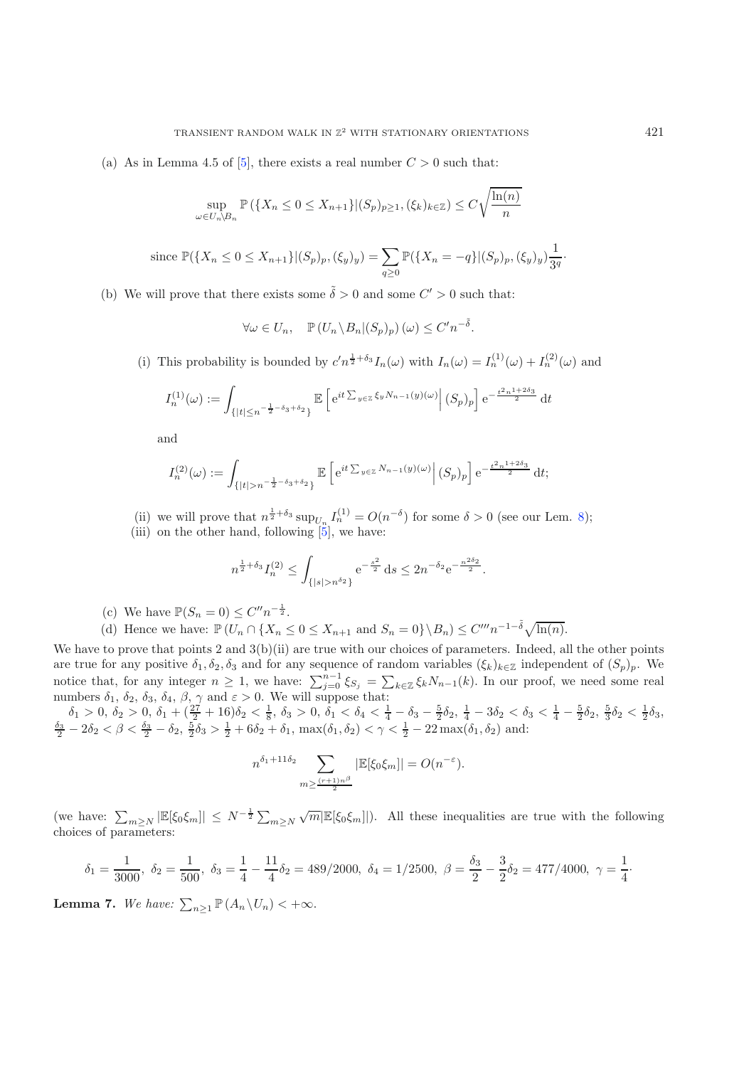(a) As in Lemma 4.5 of [5], there exists a real number $C > 0$ such that:

$$\sup_{\omega \in U_n \setminus B_n} \mathbb{P}\left(\{X_n \le 0 \le X_{n+1}\} | (S_p)_{p\ge 1}, (\xi_k)_{k\in\mathbb{Z}}\right) \le C\sqrt{\frac{\ln(n)}{n}}$$

$$\text{since } \mathbb{P}(\{X_n \le 0 \le X_{n+1}\} | (S_p)_p, (\xi_y)_y) = \sum_{q\ge 0} \mathbb{P}(\{X_n = -q\} | (S_p)_p, (\xi_y)_y) \frac{1}{3^q}\cdot$$

(b) We will prove that there exists some $\tilde{\delta} > 0$ and some $C' > 0$ such that:

$$\forall \omega \in U_n, \quad \mathbb{P}\left(U_n \setminus B_n | (S_p)_p\right)(\omega) \le C' n^{-\tilde{\delta}}.$$

(i) This probability is bounded by $c' n^{\frac{1}{2}+\delta_3} I_n(\omega)$ with $I_n(\omega) = I_n^{(1)}(\omega) + I_n^{(2)}(\omega)$ and

$$I_n^{(1)}(\omega) := \int_{\{|t| \le n^{-\frac{1}{2}-\delta_3+\delta_2}\}} \mathbb{E}\left[ \mathrm{e}^{it\sum_{y\in\mathbb{Z}} \xi_y N_{n-1}(y)(\omega)} \Big| (S_p)_p \right] \mathrm{e}^{-\frac{t^2 n^{1+2\delta_3}}{2}} \,\mathrm{d}t$$

and

$$I_n^{(2)}(\omega) := \int_{\{|t| > n^{-\frac{1}{2}-\delta_3+\delta_2}\}} \mathbb{E}\left[ \mathrm{e}^{it\sum_{y\in\mathbb{Z}} N_{n-1}(y)(\omega)} \Big| (S_p)_p \right] \mathrm{e}^{-\frac{t^2 n^{1+2\delta_3}}{2}} \,\mathrm{d}t;$$

(ii) we will prove that $n^{\frac{1}{2}+\delta_3} \sup_{U_n} I_n^{(1)} = O(n^{-\delta})$ for some $\delta > 0$ (see our Lem. 8);

(iii) on the other hand, following [5], we have:

$$n^{\frac{1}{2}+\delta_3} I_n^{(2)} \le \int_{\{|s| > n^{\delta_2}\}} \mathrm{e}^{-\frac{s^2}{2}} \,\mathrm{d}s \le 2n^{-\delta_2} \mathrm{e}^{-\frac{n^{2\delta_2}}{2}}.$$

(c) We have $\mathbb{P}(S_n = 0) \le C'' n^{-\frac{1}{2}}$.

(d) Hence we have: $\mathbb{P}\left(U_n \cap \{X_n \le 0 \le X_{n+1} \text{ and } S_n = 0\} \setminus B_n\right) \le C''' n^{-1-\tilde{\delta}} \sqrt{\ln(n)}$.

We have to prove that points 2 and 3(b)(ii) are true with our choices of parameters. Indeed, all the other points are true for any positive $\delta_1, \delta_2, \delta_3$ and for any sequence of random variables $(\xi_k)_{k\in\mathbb{Z}}$ independent of $(S_p)_p$. We notice that, for any integer $n \ge 1$, we have: $\sum_{j=0}^{n-1} \xi_{S_j} = \sum_{k\in\mathbb{Z}} \xi_k N_{n-1}(k)$. In our proof, we need some real numbers $\delta_1$, $\delta_2$, $\delta_3$, $\delta_4$, $\beta$, $\gamma$ and $\varepsilon > 0$. We will suppose that:

$\delta_1 > 0$, $\delta_2 > 0$, $\delta_1 + (\frac{27}{2} + 16)\delta_2 < \frac{1}{8}$, $\delta_3 > 0$, $\delta_1 < \delta_4 < \frac{1}{4} - \delta_3 - \frac{5}{2}\delta_2$, $\frac{1}{4} - 3\delta_2 < \delta_3 < \frac{1}{4} - \frac{5}{2}\delta_2$, $\frac{5}{3}\delta_2 < \frac{1}{2}\delta_3$, $\frac{\delta_3}{2} - 2\delta_2 < \beta < \frac{\delta_3}{2} - \delta_2$, $\frac{5}{2}\delta_3 > \frac{1}{2} + 6\delta_2 + \delta_1$, $\max(\delta_1, \delta_2) < \gamma < \frac{1}{2} - 22\max(\delta_1, \delta_2)$ and:

$$n^{\delta_1 + 11\delta_2} \sum_{m \ge \frac{(r+1)n^\beta}{2}} |\mathbb{E}[\xi_0 \xi_m]| = O(n^{-\varepsilon}).$$

(we have: $\sum_{m\ge N} |\mathbb{E}[\xi_0\xi_m]| \le N^{-\frac{1}{2}} \sum_{m\ge N} \sqrt{m} |\mathbb{E}[\xi_0\xi_m]|$). All these inequalities are true with the following choices of parameters:

$$\delta_1 = \frac{1}{3000},\ \delta_2 = \frac{1}{500},\ \delta_3 = \frac{1}{4} - \frac{11}{4}\delta_2 = 489/2000,\ \delta_4 = 1/2500,\ \beta = \frac{\delta_3}{2} - \frac{3}{2}\delta_2 = 477/4000,\ \gamma = \frac{1}{4}\cdot$$

**Lemma 7.** *We have:* $\sum_{n\ge 1} \mathbb{P}\left(A_n \setminus U_n\right) < +\infty$.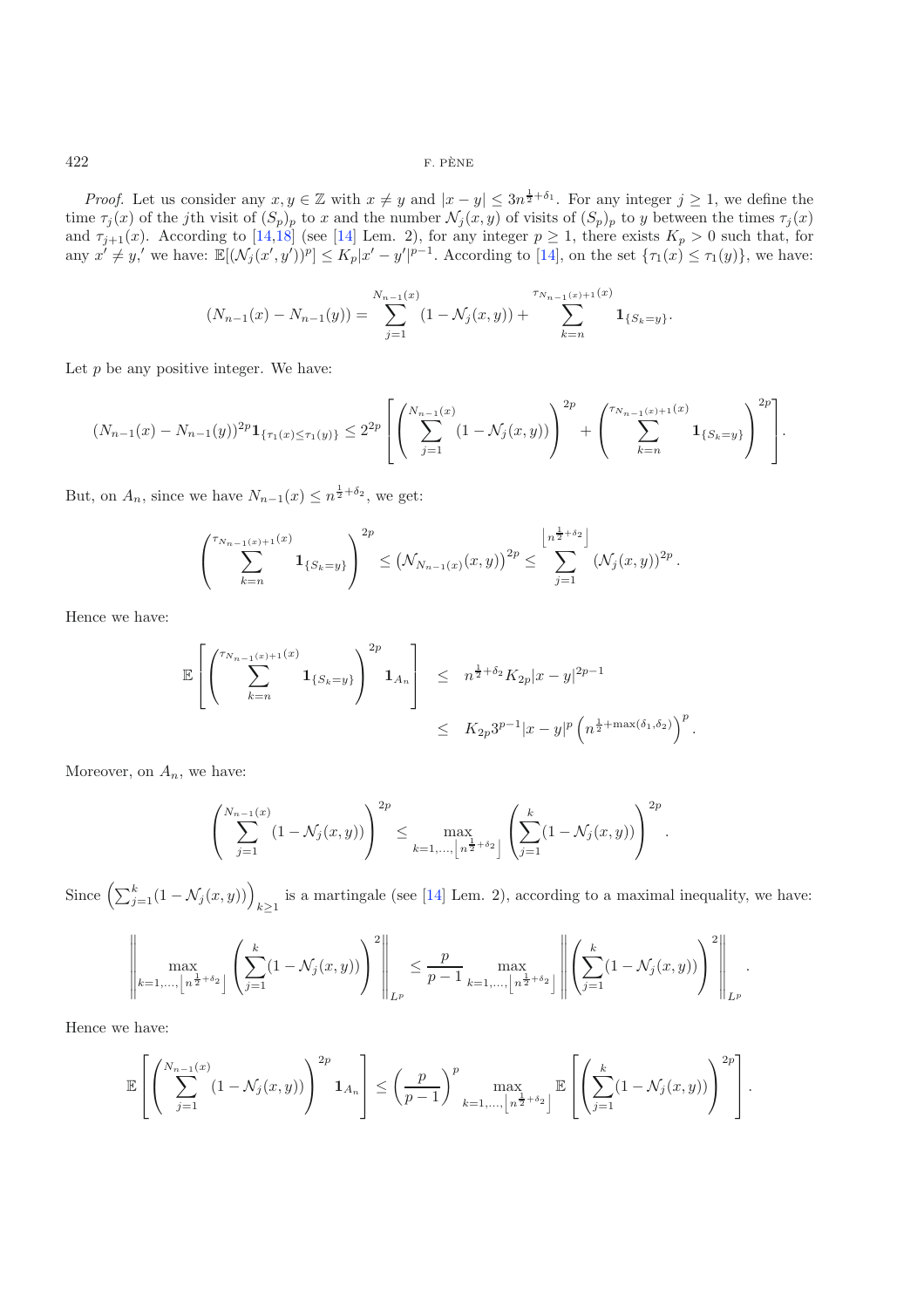*Proof.* Let us consider any $x, y \in \mathbb{Z}$ with $x \neq y$ and $|x - y| \leq 3n^{\frac{1}{2}+\delta_1}$. For any integer $j \geq 1$, we define the time $\tau_j(x)$ of the $j$th visit of $(S_p)_p$ to $x$ and the number $\mathcal{N}_j(x, y)$ of visits of $(S_p)_p$ to $y$ between the times $\tau_j(x)$ and $\tau_{j+1}(x)$. According to [14,18] (see [14] Lem. 2), for any integer $p \geq 1$, there exists $K_p > 0$ such that, for any $x' \neq y,'$ we have: $\mathbb{E}[(\mathcal{N}_j(x', y'))^p] \leq K_p|x' - y'|^{p-1}$. According to [14], on the set $\{\tau_1(x) \leq \tau_1(y)\}$, we have:

$$(N_{n-1}(x) - N_{n-1}(y)) = \sum_{j=1}^{N_{n-1}(x)} (1 - \mathcal{N}_j(x, y)) + \sum_{k=n}^{\tau_{N_{n-1}(x)+1}(x)} \mathbf{1}_{\{S_k = y\}}.$$

Let $p$ be any positive integer. We have:

$$(N_{n-1}(x) - N_{n-1}(y))^{2p}\mathbf{1}_{\{\tau_1(x)\leq\tau_1(y)\}} \leq 2^{2p}\left[\left(\sum_{j=1}^{N_{n-1}(x)} (1 - \mathcal{N}_j(x, y))\right)^{2p} + \left(\sum_{k=n}^{\tau_{N_{n-1}(x)+1}(x)} \mathbf{1}_{\{S_k=y\}}\right)^{2p}\right].$$

But, on $A_n$, since we have $N_{n-1}(x) \leq n^{\frac{1}{2}+\delta_2}$, we get:

$$\left(\sum_{k=n}^{\tau_{N_{n-1}(x)+1}(x)} \mathbf{1}_{\{S_k=y\}}\right)^{2p} \leq \left(\mathcal{N}_{N_{n-1}(x)}(x, y)\right)^{2p} \leq \sum_{j=1}^{\left\lfloor n^{\frac{1}{2}+\delta_2}\right\rfloor} \left(\mathcal{N}_j(x, y)\right)^{2p}.$$

Hence we have:

$$\begin{aligned}
\mathbb{E}\left[\left(\sum_{k=n}^{\tau_{N_{n-1}(x)+1}(x)} \mathbf{1}_{\{S_k=y\}}\right)^{2p} \mathbf{1}_{A_n}\right] &\leq n^{\frac{1}{2}+\delta_2} K_{2p}|x - y|^{2p-1} \\
&\leq K_{2p}3^{p-1}|x - y|^p \left(n^{\frac{1}{2}+\max(\delta_1,\delta_2)}\right)^p.
\end{aligned}$$

Moreover, on $A_n$, we have:

$$\left(\sum_{j=1}^{N_{n-1}(x)} (1 - \mathcal{N}_j(x, y))\right)^{2p} \leq \max_{k=1,\ldots,\left\lfloor n^{\frac{1}{2}+\delta_2}\right\rfloor} \left(\sum_{j=1}^{k}(1 - \mathcal{N}_j(x, y))\right)^{2p}.$$

Since $\left(\sum_{j=1}^{k}(1 - \mathcal{N}_j(x, y))\right)_{k\geq1}$ is a martingale (see [14] Lem. 2), according to a maximal inequality, we have:

$$\left\|\max_{k=1,\ldots,\left\lfloor n^{\frac{1}{2}+\delta_2}\right\rfloor} \left(\sum_{j=1}^{k}(1 - \mathcal{N}_j(x, y))\right)^2\right\|_{L^p} \leq \frac{p}{p-1} \max_{k=1,\ldots,\left\lfloor n^{\frac{1}{2}+\delta_2}\right\rfloor} \left\|\left(\sum_{j=1}^{k}(1 - \mathcal{N}_j(x, y))\right)^2\right\|_{L^p}.$$

Hence we have:

$$\mathbb{E}\left[\left(\sum_{j=1}^{N_{n-1}(x)} (1 - \mathcal{N}_j(x, y))\right)^{2p} \mathbf{1}_{A_n}\right] \leq \left(\frac{p}{p-1}\right)^p \max_{k=1,\ldots,\left\lfloor n^{\frac{1}{2}+\delta_2}\right\rfloor} \mathbb{E}\left[\left(\sum_{j=1}^{k}(1 - \mathcal{N}_j(x, y))\right)^{2p}\right].$$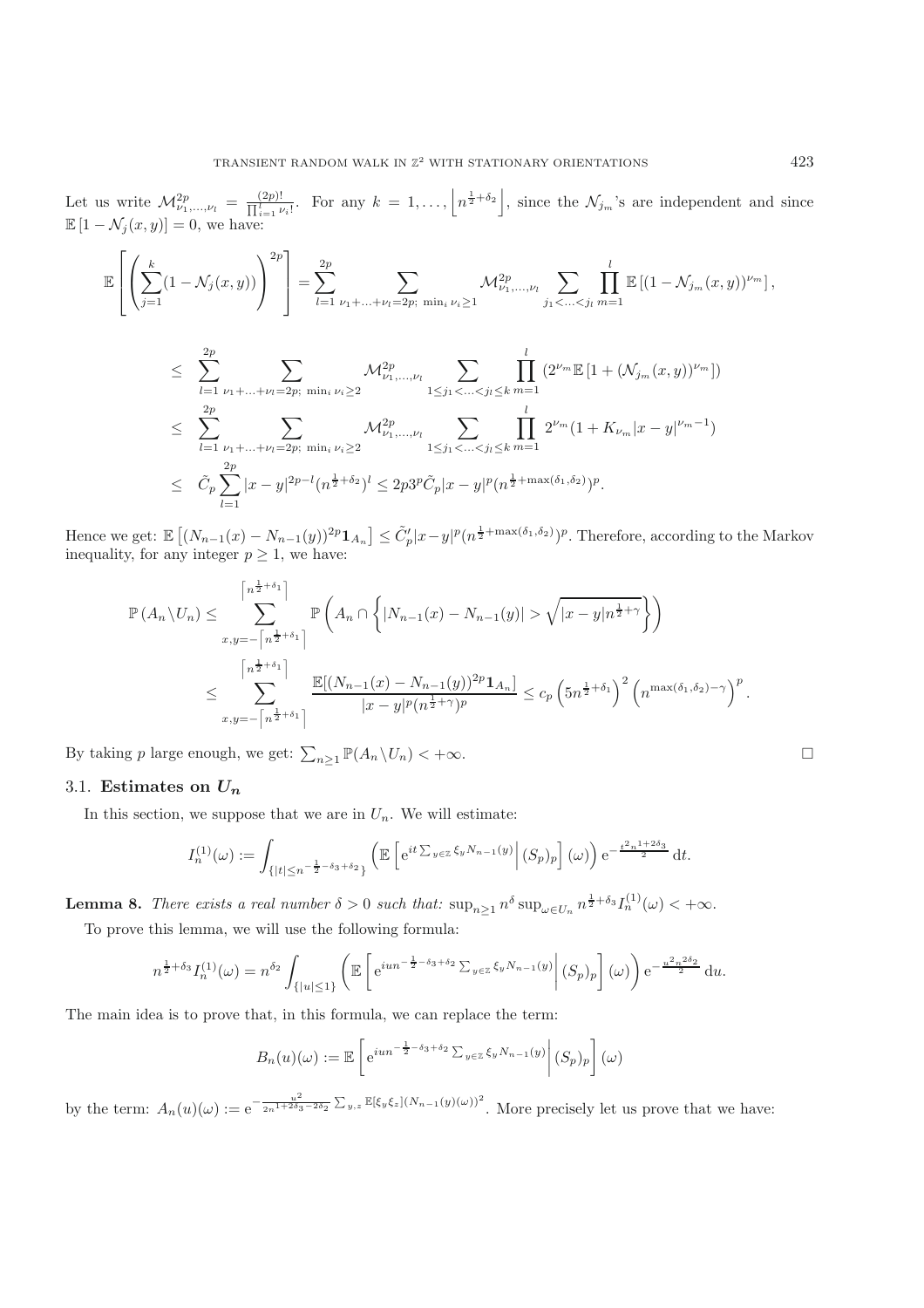Let us write $\mathcal{M}^{2p}_{\nu_1,\ldots,\nu_l} = \frac{(2p)!}{\prod_{i=1}^l \nu_i!}$. For any $k = 1, \ldots, \left\lfloor n^{\frac{1}{2}+\delta_2} \right\rfloor$, since the $\mathcal{N}_{j_m}$'s are independent and since $\mathbb{E}\left[1 - \mathcal{N}_j(x,y)\right] = 0$, we have:

$$
\mathbb{E}\left[\left(\sum_{j=1}^k (1-\mathcal{N}_j(x,y))\right)^{2p}\right] = \sum_{l=1}^{2p} \sum_{\nu_1+\ldots+\nu_l=2p;\ \min_i \nu_i \geq 1} \mathcal{M}^{2p}_{\nu_1,\ldots,\nu_l} \sum_{j_1<\ldots<j_l} \prod_{m=1}^l \mathbb{E}\left[(1-\mathcal{N}_{j_m}(x,y))^{\nu_m}\right],
$$

$$
\begin{aligned}
&\leq \sum_{l=1}^{2p} \sum_{\nu_1+\ldots+\nu_l=2p;\ \min_i \nu_i \geq 2} \mathcal{M}^{2p}_{\nu_1,\ldots,\nu_l} \sum_{1\leq j_1<\ldots<j_l\leq k} \prod_{m=1}^l \left(2^{\nu_m}\mathbb{E}\left[1+(\mathcal{N}_{j_m}(x,y))^{\nu_m}\right]\right) \\
&\leq \sum_{l=1}^{2p} \sum_{\nu_1+\ldots+\nu_l=2p;\ \min_i \nu_i \geq 2} \mathcal{M}^{2p}_{\nu_1,\ldots,\nu_l} \sum_{1\leq j_1<\ldots<j_l\leq k} \prod_{m=1}^l 2^{\nu_m}(1+K_{\nu_m}|x-y|^{\nu_m-1}) \\
&\leq \tilde{C}_p \sum_{l=1}^{2p} |x-y|^{2p-l}(n^{\frac{1}{2}+\delta_2})^l \leq 2p3^p\tilde{C}_p|x-y|^p(n^{\frac{1}{2}+\max(\delta_1,\delta_2)})^p.
\end{aligned}
$$

Hence we get: $\mathbb{E}\left[(N_{n-1}(x)-N_{n-1}(y))^{2p}\mathbf{1}_{A_n}\right] \leq \tilde{C}'_p|x-y|^p(n^{\frac{1}{2}+\max(\delta_1,\delta_2)})^p$. Therefore, according to the Markov inequality, for any integer $p \geq 1$, we have:

$$
\begin{aligned}
\mathbb{P}(A_n \backslash U_n) &\leq \sum_{x,y=-\left\lceil n^{\frac{1}{2}+\delta_1}\right\rceil}^{\left\lceil n^{\frac{1}{2}+\delta_1}\right\rceil} \mathbb{P}\left(A_n \cap \left\{|N_{n-1}(x)-N_{n-1}(y)| > \sqrt{|x-y|n^{\frac{1}{2}+\gamma}}\right\}\right) \\
&\leq \sum_{x,y=-\left\lceil n^{\frac{1}{2}+\delta_1}\right\rceil}^{\left\lceil n^{\frac{1}{2}+\delta_1}\right\rceil} \frac{\mathbb{E}[(N_{n-1}(x)-N_{n-1}(y))^{2p}\mathbf{1}_{A_n}]}{|x-y|^p(n^{\frac{1}{2}+\gamma})^p} \leq c_p\left(5n^{\frac{1}{2}+\delta_1}\right)^2\left(n^{\max(\delta_1,\delta_2)-\gamma}\right)^p.
\end{aligned}
$$

By taking $p$ large enough, we get: $\sum_{n\geq 1}\mathbb{P}(A_n\backslash U_n) < +\infty$. □

### 3.1. Estimates on $U_n$

In this section, we suppose that we are in $U_n$. We will estimate:

$$
I_n^{(1)}(\omega) := \int_{\{|t|\leq n^{-\frac{1}{2}-\delta_3+\delta_2}\}} \left(\mathbb{E}\left[\mathrm{e}^{it\sum_{y\in\mathbb{Z}}\xi_y N_{n-1}(y)}\middle|(S_p)_p\right](\omega)\right)\mathrm{e}^{-\frac{t^2 n^{1+2\delta_3}}{2}}\,\mathrm{d}t.
$$

**Lemma 8.** *There exists a real number $\delta > 0$ such that:* $\sup_{n\geq 1} n^{\delta}\sup_{\omega\in U_n} n^{\frac{1}{2}+\delta_3} I_n^{(1)}(\omega) < +\infty$.

To prove this lemma, we will use the following formula:

$$
n^{\frac{1}{2}+\delta_3} I_n^{(1)}(\omega) = n^{\delta_2}\int_{\{|u|\leq 1\}}\left(\mathbb{E}\left[\mathrm{e}^{iun^{-\frac{1}{2}-\delta_3+\delta_2}\sum_{y\in\mathbb{Z}}\xi_y N_{n-1}(y)}\middle|(S_p)_p\right](\omega)\right)\mathrm{e}^{-\frac{u^2 n^{2\delta_2}}{2}}\,\mathrm{d}u.
$$

The main idea is to prove that, in this formula, we can replace the term:

$$
B_n(u)(\omega) := \mathbb{E}\left[\mathrm{e}^{iun^{-\frac{1}{2}-\delta_3+\delta_2}\sum_{y\in\mathbb{Z}}\xi_y N_{n-1}(y)}\middle|(S_p)_p\right](\omega)
$$

by the term: $A_n(u)(\omega) := \mathrm{e}^{-\frac{u^2}{2n^{1+2\delta_3-2\delta_2}}\sum_{y,z}\mathbb{E}[\xi_y\xi_z](N_{n-1}(y)(\omega))^2}$. More precisely let us prove that we have: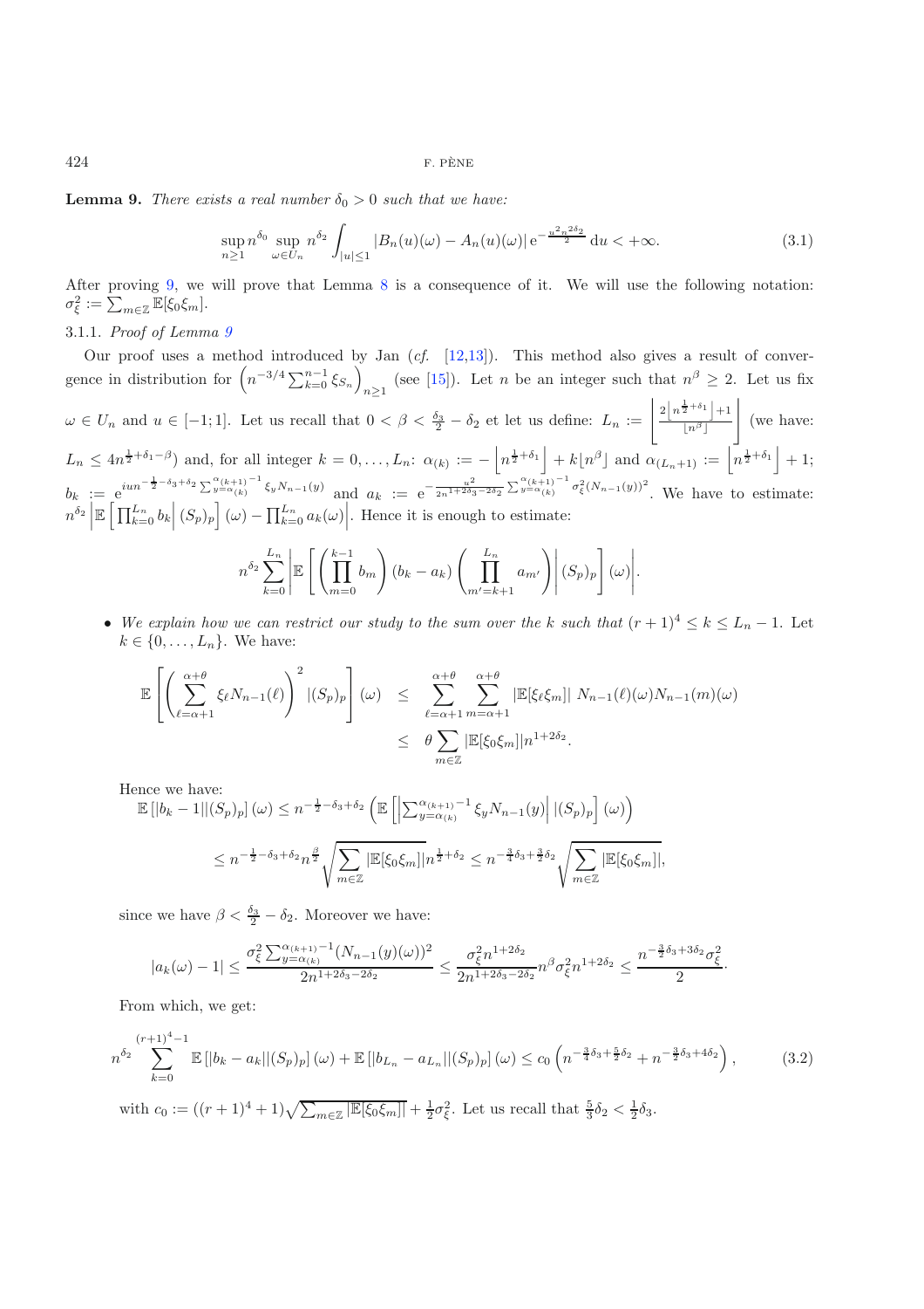**Lemma 9.** *There exists a real number $\delta_0 > 0$ such that we have:*

$$\sup_{n\geq 1} n^{\delta_0} \sup_{\omega\in U_n} n^{\delta_2} \int_{|u|\leq 1} |B_n(u)(\omega) - A_n(u)(\omega)| \, \mathrm{e}^{-\frac{u^2 n^{2\delta_2}}{2}} \, \mathrm{d}u < +\infty. \tag{3.1}$$

After proving 9, we will prove that Lemma 8 is a consequence of it. We will use the following notation: $\sigma_\xi^2 := \sum_{m\in\mathbb{Z}} \mathbb{E}[\xi_0\xi_m]$.

3.1.1. *Proof of Lemma 9*

Our proof uses a method introduced by Jan (*cf.* [12,13]). This method also gives a result of convergence in distribution for $\left(n^{-3/4}\sum_{k=0}^{n-1}\xi_{S_n}\right)_{n\geq 1}$ (see [15]). Let $n$ be an integer such that $n^\beta \geq 2$. Let us fix $\omega \in U_n$ and $u \in [-1;1]$. Let us recall that $0 < \beta < \frac{\delta_3}{2} - \delta_2$ et let us define: $L_n := \left\lfloor \frac{2\lfloor n^{\frac{1}{2}+\delta_1}\rfloor + 1}{\lfloor n^\beta \rfloor} \right\rfloor$ (we have: $L_n \leq 4n^{\frac{1}{2}+\delta_1-\beta}$) and, for all integer $k = 0,\dots,L_n$: $\alpha_{(k)} := -\left\lfloor n^{\frac{1}{2}+\delta_1}\right\rfloor + k\lfloor n^\beta\rfloor$ and $\alpha_{(L_n+1)} := \left\lfloor n^{\frac{1}{2}+\delta_1}\right\rfloor + 1$; $b_k := \mathrm{e}^{iun^{-\frac{1}{2}-\delta_3+\delta_2}\sum_{y=\alpha_{(k)}}^{\alpha_{(k+1)}-1}\xi_y N_{n-1}(y)}$ and $a_k := \mathrm{e}^{-\frac{u^2}{2n^{1+2\delta_3-2\delta_2}}\sum_{y=\alpha_{(k)}}^{\alpha_{(k+1)}-1}\sigma_\xi^2(N_{n-1}(y))^2}$. We have to estimate: $n^{\delta_2}\left|\mathbb{E}\left[\prod_{k=0}^{L_n} b_k \middle| (S_p)_p\right](\omega) - \prod_{k=0}^{L_n} a_k(\omega)\right|$. Hence it is enough to estimate:

$$n^{\delta_2}\sum_{k=0}^{L_n}\left|\mathbb{E}\left[\left(\prod_{m=0}^{k-1} b_m\right)(b_k - a_k)\left(\prod_{m'=k+1}^{L_n} a_{m'}\right)\middle| (S_p)_p\right](\omega)\right|.$$

- *We explain how we can restrict our study to the sum over the $k$ such that $(r+1)^4 \leq k \leq L_n - 1$.* Let $k \in \{0,\dots,L_n\}$. We have:

$$\begin{aligned}
\mathbb{E}\left[\left(\sum_{\ell=\alpha+1}^{\alpha+\theta}\xi_\ell N_{n-1}(\ell)\right)^2 |(S_p)_p\right](\omega) &\leq \sum_{\ell=\alpha+1}^{\alpha+\theta}\sum_{m=\alpha+1}^{\alpha+\theta}|\mathbb{E}[\xi_\ell\xi_m]| \, N_{n-1}(\ell)(\omega)N_{n-1}(m)(\omega) \\
&\leq \theta\sum_{m\in\mathbb{Z}}|\mathbb{E}[\xi_0\xi_m]| n^{1+2\delta_2}.
\end{aligned}$$

Hence we have:

$$\mathbb{E}\left[|b_k - 1||(S_p)_p\right](\omega) \leq n^{-\frac{1}{2}-\delta_3+\delta_2}\left(\mathbb{E}\left[\left|\sum_{y=\alpha_{(k)}}^{\alpha_{(k+1)}-1}\xi_y N_{n-1}(y)\right| |(S_p)_p\right](\omega)\right)$$

$$\leq n^{-\frac{1}{2}-\delta_3+\delta_2} n^{\frac{\beta}{2}}\sqrt{\sum_{m\in\mathbb{Z}}|\mathbb{E}[\xi_0\xi_m]|}\, n^{\frac{1}{2}+\delta_2} \leq n^{-\frac{3}{4}\delta_3+\frac{3}{2}\delta_2}\sqrt{\sum_{m\in\mathbb{Z}}|\mathbb{E}[\xi_0\xi_m]|},$$

since we have $\beta < \frac{\delta_3}{2} - \delta_2$. Moreover we have:

$$|a_k(\omega) - 1| \leq \frac{\sigma_\xi^2\sum_{y=\alpha_{(k)}}^{\alpha_{(k+1)}-1}(N_{n-1}(y)(\omega))^2}{2n^{1+2\delta_3-2\delta_2}} \leq \frac{\sigma_\xi^2 n^{1+2\delta_2}}{2n^{1+2\delta_3-2\delta_2}} n^\beta \sigma_\xi^2 n^{1+2\delta_2} \leq \frac{n^{-\frac{3}{2}\delta_3+3\delta_2}\sigma_\xi^2}{2}.$$

From which, we get:

$$n^{\delta_2}\sum_{k=0}^{(r+1)^4-1}\mathbb{E}\left[|b_k - a_k||(S_p)_p\right](\omega) + \mathbb{E}\left[|b_{L_n} - a_{L_n}||(S_p)_p\right](\omega) \leq c_0\left(n^{-\frac{3}{4}\delta_3+\frac{5}{2}\delta_2} + n^{-\frac{3}{2}\delta_3+4\delta_2}\right), \tag{3.2}$$

with $c_0 := ((r+1)^4+1)\sqrt{\sum_{m\in\mathbb{Z}}|\mathbb{E}[\xi_0\xi_m]|} + \frac{1}{2}\sigma_\xi^2$. Let us recall that $\frac{5}{3}\delta_2 < \frac{1}{2}\delta_3$.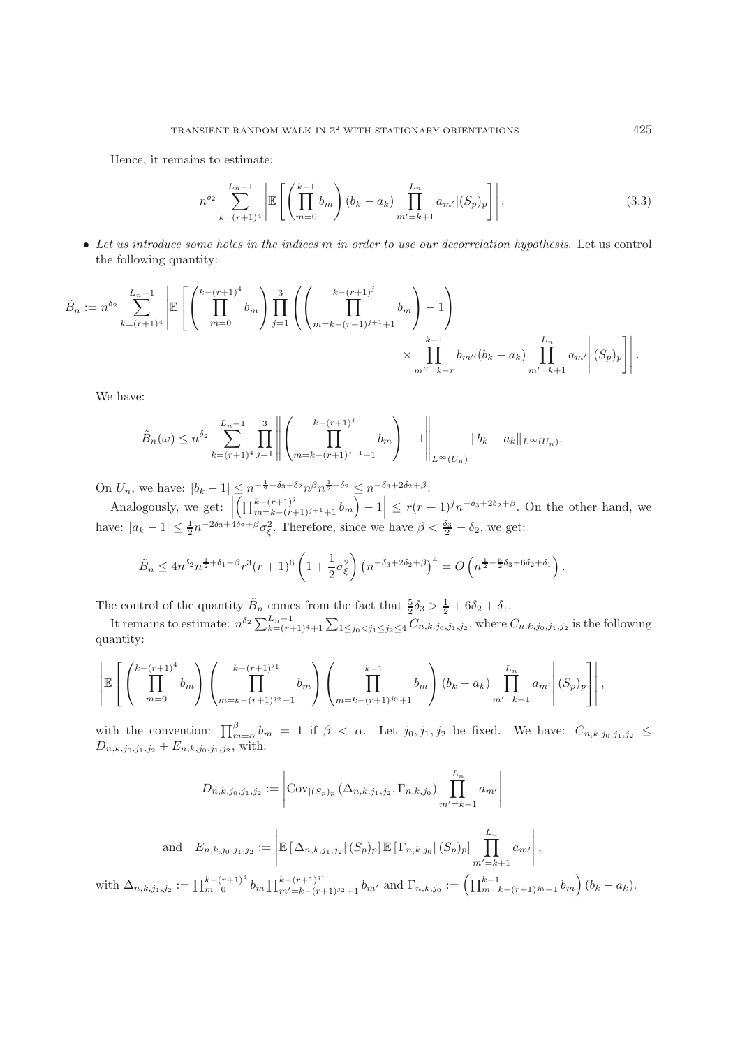Hence, it remains to estimate:

$$n^{\delta_2} \sum_{k=(r+1)^4}^{L_n-1} \left| \mathbb{E}\left[ \left( \prod_{m=0}^{k-1} b_m \right) (b_k - a_k) \prod_{m'=k+1}^{L_n} a_{m'} | (S_p)_p \right] \right|. \tag{3.3}$$

- *Let us introduce some holes in the indices $m$ in order to use our decorrelation hypothesis.* Let us control the following quantity:

$$\tilde{B}_n := n^{\delta_2} \sum_{k=(r+1)^4}^{L_n-1} \left| \mathbb{E}\left[ \left( \prod_{m=0}^{k-(r+1)^4} b_m \right) \prod_{j=1}^{3} \left( \left( \prod_{m=k-(r+1)^{j+1}+1}^{k-(r+1)^j} b_m \right) - 1 \right) \times \prod_{m''=k-r}^{k-1} b_{m''} (b_k - a_k) \prod_{m'=k+1}^{L_n} a_{m'} \right| (S_p)_p \right] \Bigg|.$$

We have:

$$\tilde{B}_n(\omega) \le n^{\delta_2} \sum_{k=(r+1)^4}^{L_n-1} \prod_{j=1}^{3} \left\| \left( \prod_{m=k-(r+1)^{j+1}+1}^{k-(r+1)^j} b_m \right) - 1 \right\|_{L^\infty(U_n)} \|b_k - a_k\|_{L^\infty(U_n)}.$$

On $U_n$, we have: $|b_k - 1| \le n^{-\frac{1}{2}-\delta_3+\delta_2} n^\beta n^{\frac{1}{2}+\delta_2} \le n^{-\delta_3+2\delta_2+\beta}$.

Analogously, we get: $\left| \left( \prod_{m=k-(r+1)^{j+1}+1}^{k-(r+1)^j} b_m \right) - 1 \right| \le r(r+1)^j n^{-\delta_3+2\delta_2+\beta}$. On the other hand, we have: $|a_k - 1| \le \frac{1}{2} n^{-2\delta_3+4\delta_2+\beta} \sigma_\xi^2$. Therefore, since we have $\beta < \frac{\delta_3}{2} - \delta_2$, we get:

$$\tilde{B}_n \le 4 n^{\delta_2} n^{\frac{1}{2}+\delta_1-\beta} r^3 (r+1)^6 \left( 1 + \frac{1}{2}\sigma_\xi^2 \right) \left( n^{-\delta_3+2\delta_2+\beta} \right)^4 = O\left( n^{\frac{1}{2}-\frac{5}{2}\delta_3+6\delta_2+\delta_1} \right).$$

The control of the quantity $\tilde{B}_n$ comes from the fact that $\frac{5}{2}\delta_3 > \frac{1}{2} + 6\delta_2 + \delta_1$.

It remains to estimate: $n^{\delta_2} \sum_{k=(r+1)^4+1}^{L_n-1} \sum_{1 \le j_0 < j_1 \le j_2 \le 4} C_{n,k,j_0,j_1,j_2}$, where $C_{n,k,j_0,j_1,j_2}$ is the following quantity:

$$\left| \mathbb{E}\left[ \left( \prod_{m=0}^{k-(r+1)^4} b_m \right) \left( \prod_{m=k-(r+1)^{j_2}+1}^{k-(r+1)^{j_1}} b_m \right) \left( \prod_{m=k-(r+1)^{j_0}+1}^{k-1} b_m \right) (b_k - a_k) \prod_{m'=k+1}^{L_n} a_{m'} \right| (S_p)_p \right] \Bigg|,$$

with the convention: $\prod_{m=\alpha}^{\beta} b_m = 1$ if $\beta < \alpha$. Let $j_0, j_1, j_2$ be fixed. We have: $C_{n,k,j_0,j_1,j_2} \le D_{n,k,j_0,j_1,j_2} + E_{n,k,j_0,j_1,j_2}$, with:

$$D_{n,k,j_0,j_1,j_2} := \left| \mathrm{Cov}_{|(S_p)_p} \left( \Delta_{n,k,j_1,j_2}, \Gamma_{n,k,j_0} \right) \prod_{m'=k+1}^{L_n} a_{m'} \right|$$

$$\text{and} \quad E_{n,k,j_0,j_1,j_2} := \left| \mathbb{E}\left[ \Delta_{n,k,j_1,j_2} | (S_p)_p \right] \mathbb{E}\left[ \Gamma_{n,k,j_0} | (S_p)_p \right] \prod_{m'=k+1}^{L_n} a_{m'} \right|,$$

with $\Delta_{n,k,j_1,j_2} := \prod_{m=0}^{k-(r+1)^4} b_m \prod_{m'=k-(r+1)^{j_2}+1}^{k-(r+1)^{j_1}} b_{m'}$ and $\Gamma_{n,k,j_0} := \left( \prod_{m=k-(r+1)^{j_0}+1}^{k-1} b_m \right) (b_k - a_k)$.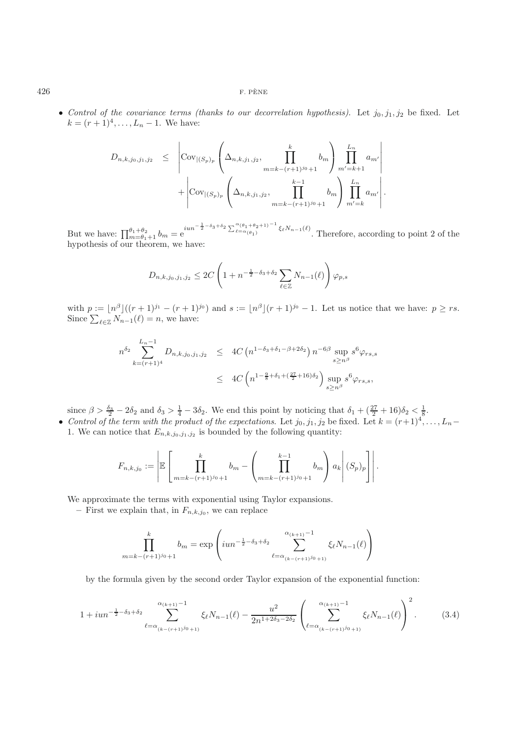- *Control of the covariance terms (thanks to our decorrelation hypothesis).* Let $j_0, j_1, j_2$ be fixed. Let $k = (r+1)^4, \dots, L_n - 1$. We have:

$$
\begin{aligned}
D_{n,k,j_0,j_1,j_2} \quad &\leq \quad \left| \mathrm{Cov}_{|(S_p)_p} \left( \Delta_{n,k,j_1,j_2}, \prod_{m=k-(r+1)^{j_0}+1}^{k} b_m \right) \prod_{m'=k+1}^{L_n} a_{m'} \right| \\
&\quad + \left| \mathrm{Cov}_{|(S_p)_p} \left( \Delta_{n,k,j_1,j_2}, \prod_{m=k-(r+1)^{j_0}+1}^{k-1} b_m \right) \prod_{m'=k}^{L_n} a_{m'} \right|.
\end{aligned}
$$

But we have: $\prod_{m=\theta_1+1}^{\theta_1+\theta_2} b_m = \mathrm{e}^{iun^{-\frac{1}{2}-\delta_3+\delta_2} \sum_{\ell=\alpha_{(\theta_1)}}^{\alpha_{(\theta_1+\theta_2+1)}-1} \xi_\ell N_{n-1}(\ell)}$. Therefore, according to point 2 of the hypothesis of our theorem, we have:

$$
D_{n,k,j_0,j_1,j_2} \leq 2C \left( 1 + n^{-\frac{1}{2}-\delta_3+\delta_2} \sum_{\ell \in \mathbb{Z}} N_{n-1}(\ell) \right) \varphi_{p,s}
$$

with $p := \lfloor n^\beta \rfloor ((r+1)^{j_1} - (r+1)^{j_0})$ and $s := \lfloor n^\beta \rfloor (r+1)^{j_0} - 1$. Let us notice that we have: $p \geq rs$. Since $\sum_{\ell \in \mathbb{Z}} N_{n-1}(\ell) = n$, we have:

$$
\begin{aligned}
n^{\delta_2} \sum_{k=(r+1)^4}^{L_n - 1} D_{n,k,j_0,j_1,j_2} \quad &\leq \quad 4C \left( n^{1-\delta_3+\delta_1-\beta+2\delta_2} \right) n^{-6\beta} \sup_{s \geq n^\beta} s^6 \varphi_{rs,s} \\
&\leq \quad 4C \left( n^{1-\frac{9}{8}+\delta_1+(\frac{27}{2}+16)\delta_2} \right) \sup_{s \geq n^\beta} s^6 \varphi_{rs,s},
\end{aligned}
$$

since $\beta > \frac{\delta_3}{2} - 2\delta_2$ and $\delta_3 > \frac{1}{4} - 3\delta_2$. We end this point by noticing that $\delta_1 + (\frac{27}{2}+16)\delta_2 < \frac{1}{8}$.

- *Control of the term with the product of the expectations.* Let $j_0, j_1, j_2$ be fixed. Let $k = (r+1)^4, \dots, L_n - 1$. We can notice that $E_{n,k,j_0,j_1,j_2}$ is bounded by the following quantity:

$$
F_{n,k,j_0} := \left| \mathbb{E} \left[ \prod_{m=k-(r+1)^{j_0}+1}^{k} b_m - \left( \prod_{m=k-(r+1)^{j_0}+1}^{k-1} b_m \right) a_k \middle| (S_p)_p \right] \right|.
$$

We approximate the terms with exponential using Taylor expansions.

  – First we explain that, in $F_{n,k,j_0}$, we can replace

$$
\prod_{m=k-(r+1)^{j_0}+1}^{k} b_m = \exp \left( iun^{-\frac{1}{2}-\delta_3+\delta_2} \sum_{\ell=\alpha_{(k-(r+1)^{j_0}+1)}}^{\alpha_{(k+1)}-1} \xi_\ell N_{n-1}(\ell) \right)
$$

by the formula given by the second order Taylor expansion of the exponential function:

$$
1 + iun^{-\frac{1}{2}-\delta_3+\delta_2} \sum_{\ell=\alpha_{(k-(r+1)^{j_0}+1)}}^{\alpha_{(k+1)}-1} \xi_\ell N_{n-1}(\ell) - \frac{u^2}{2n^{1+2\delta_3-2\delta_2}} \left( \sum_{\ell=\alpha_{(k-(r+1)^{j_0}+1)}}^{\alpha_{(k+1)}-1} \xi_\ell N_{n-1}(\ell) \right)^2. \tag{3.4}
$$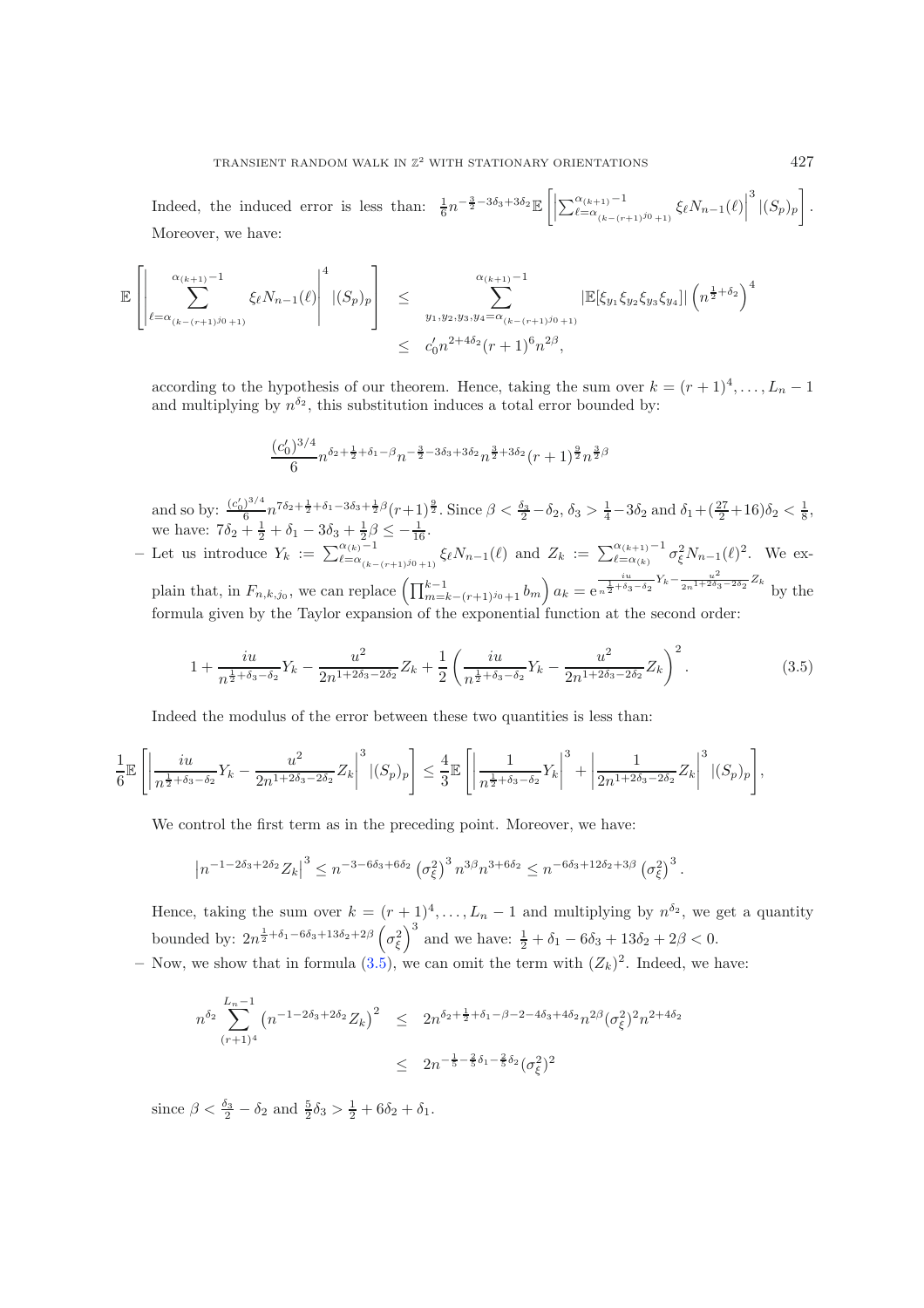Indeed, the induced error is less than: $\frac{1}{6}n^{-\frac{3}{2}-3\delta_3+3\delta_2}\mathbb{E}\left[\left|\sum_{\ell=\alpha_{(k-(r+1)^{j_0}+1)}}^{\alpha_{(k+1)}-1}\xi_\ell N_{n-1}(\ell)\right|^3|(S_p)_p\right]$. Moreover, we have:

$$\begin{aligned}
\mathbb{E}\left[\left|\sum_{\ell=\alpha_{(k-(r+1)^{j_0}+1)}}^{\alpha_{(k+1)}-1}\xi_\ell N_{n-1}(\ell)\right|^4|(S_p)_p\right] &\leq \sum_{y_1,y_2,y_3,y_4=\alpha_{(k-(r+1)^{j_0}+1)}}^{\alpha_{(k+1)}-1}|\mathbb{E}[\xi_{y_1}\xi_{y_2}\xi_{y_3}\xi_{y_4}]|\left(n^{\frac{1}{2}+\delta_2}\right)^4\\
&\leq c_0' n^{2+4\delta_2}(r+1)^6 n^{2\beta},
\end{aligned}$$

according to the hypothesis of our theorem. Hence, taking the sum over $k=(r+1)^4,\dots,L_n-1$ and multiplying by $n^{\delta_2}$, this substitution induces a total error bounded by:

$$\frac{(c_0')^{3/4}}{6}n^{\delta_2+\frac{1}{2}+\delta_1-\beta}n^{-\frac{3}{2}-3\delta_3+3\delta_2}n^{\frac{3}{2}+3\delta_2}(r+1)^{\frac{9}{2}}n^{\frac{3}{2}\beta}$$

and so by: $\frac{(c_0')^{3/4}}{6}n^{7\delta_2+\frac{1}{2}+\delta_1-3\delta_3+\frac{1}{2}\beta}(r+1)^{\frac{9}{2}}$. Since $\beta<\frac{\delta_3}{2}-\delta_2$, $\delta_3>\frac{1}{4}-3\delta_2$ and $\delta_1+(\frac{27}{2}+16)\delta_2<\frac{1}{8}$, we have: $7\delta_2+\frac{1}{2}+\delta_1-3\delta_3+\frac{1}{2}\beta\leq-\frac{1}{16}$.

– Let us introduce $Y_k:=\sum_{\ell=\alpha_{(k-(r+1)^{j_0}+1)}}^{\alpha_{(k)}-1}\xi_\ell N_{n-1}(\ell)$ and $Z_k:=\sum_{\ell=\alpha_{(k)}}^{\alpha_{(k+1)}-1}\sigma_\xi^2 N_{n-1}(\ell)^2$. We explain that, in $F_{n,k,j_0}$, we can replace $\left(\prod_{m=k-(r+1)^{j_0}+1}^{k-1}b_m\right)a_k=\mathrm{e}^{\frac{iu}{n^{\frac{1}{2}+\delta_3-\delta_2}}Y_k-\frac{u^2}{2n^{1+2\delta_3-2\delta_2}}Z_k}$ by the formula given by the Taylor expansion of the exponential function at the second order:

$$1+\frac{iu}{n^{\frac{1}{2}+\delta_3-\delta_2}}Y_k-\frac{u^2}{2n^{1+2\delta_3-2\delta_2}}Z_k+\frac{1}{2}\left(\frac{iu}{n^{\frac{1}{2}+\delta_3-\delta_2}}Y_k-\frac{u^2}{2n^{1+2\delta_3-2\delta_2}}Z_k\right)^2. \tag{3.5}$$

Indeed the modulus of the error between these two quantities is less than:

$$\frac{1}{6}\mathbb{E}\left[\left|\frac{iu}{n^{\frac{1}{2}+\delta_3-\delta_2}}Y_k-\frac{u^2}{2n^{1+2\delta_3-2\delta_2}}Z_k\right|^3|(S_p)_p\right]\leq\frac{4}{3}\mathbb{E}\left[\left|\frac{1}{n^{\frac{1}{2}+\delta_3-\delta_2}}Y_k\right|^3+\left|\frac{1}{2n^{1+2\delta_3-2\delta_2}}Z_k\right|^3|(S_p)_p\right],$$

We control the first term as in the preceding point. Moreover, we have:

$$\left|n^{-1-2\delta_3+2\delta_2}Z_k\right|^3\leq n^{-3-6\delta_3+6\delta_2}\left(\sigma_\xi^2\right)^3 n^{3\beta}n^{3+6\delta_2}\leq n^{-6\delta_3+12\delta_2+3\beta}\left(\sigma_\xi^2\right)^3.$$

Hence, taking the sum over $k=(r+1)^4,\dots,L_n-1$ and multiplying by $n^{\delta_2}$, we get a quantity bounded by: $2n^{\frac{1}{2}+\delta_1-6\delta_3+13\delta_2+2\beta}\left(\sigma_\xi^2\right)^3$ and we have: $\frac{1}{2}+\delta_1-6\delta_3+13\delta_2+2\beta<0$.

– Now, we show that in formula (3.5), we can omit the term with $(Z_k)^2$. Indeed, we have:

$$\begin{aligned}
n^{\delta_2}\sum_{(r+1)^4}^{L_n-1}\left(n^{-1-2\delta_3+2\delta_2}Z_k\right)^2 &\leq 2n^{\delta_2+\frac{1}{2}+\delta_1-\beta-2-4\delta_3+4\delta_2}n^{2\beta}(\sigma_\xi^2)^2 n^{2+4\delta_2}\\
&\leq 2n^{-\frac{1}{5}-\frac{2}{5}\delta_1-\frac{2}{5}\delta_2}(\sigma_\xi^2)^2
\end{aligned}$$

since $\beta<\frac{\delta_3}{2}-\delta_2$ and $\frac{5}{2}\delta_3>\frac{1}{2}+6\delta_2+\delta_1$.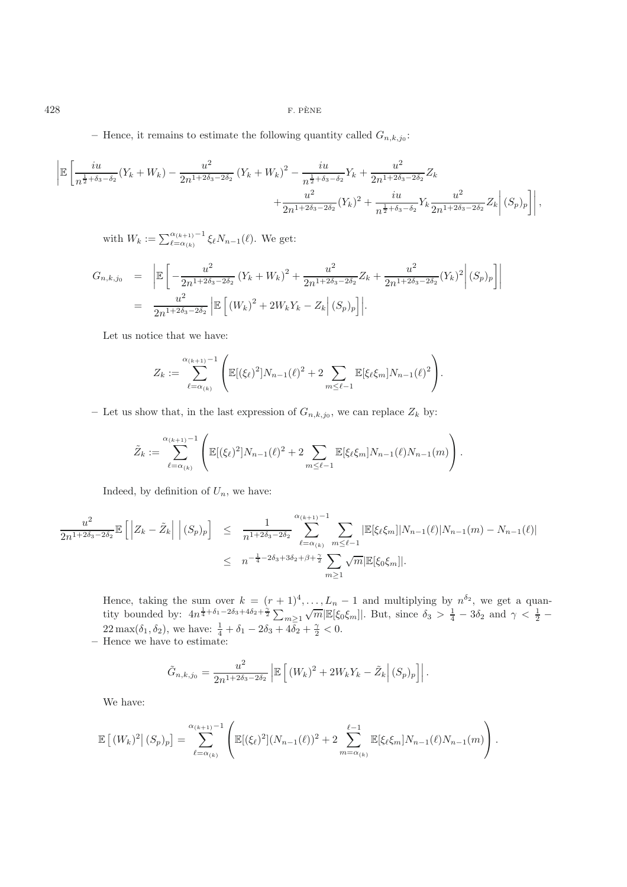– Hence, it remains to estimate the following quantity called $G_{n,k,j_0}$:

$$\left|\mathbb{E}\left[\frac{iu}{n^{\frac{1}{2}+\delta_3-\delta_2}}(Y_k+W_k)-\frac{u^2}{2n^{1+2\delta_3-2\delta_2}}\left(Y_k+W_k\right)^2-\frac{iu}{n^{\frac{1}{2}+\delta_3-\delta_2}}Y_k+\frac{u^2}{2n^{1+2\delta_3-2\delta_2}}Z_k\right.\right.$$
$$\left.\left.+\frac{u^2}{2n^{1+2\delta_3-2\delta_2}}(Y_k)^2+\frac{iu}{n^{\frac{1}{2}+\delta_3-\delta_2}}Y_k\frac{u^2}{2n^{1+2\delta_3-2\delta_2}}Z_k\right|(S_p)_p\right]\right|,$$

with $W_k:=\sum_{\ell=\alpha_{(k)}}^{\alpha_{(k+1)}-1}\xi_\ell N_{n-1}(\ell)$. We get:

$$\begin{aligned}G_{n,k,j_0} &= \left|\mathbb{E}\left[-\frac{u^2}{2n^{1+2\delta_3-2\delta_2}}\left(Y_k+W_k\right)^2+\frac{u^2}{2n^{1+2\delta_3-2\delta_2}}Z_k+\frac{u^2}{2n^{1+2\delta_3-2\delta_2}}(Y_k)^2\right|(S_p)_p\right]\right|\\ &= \frac{u^2}{2n^{1+2\delta_3-2\delta_2}}\left|\mathbb{E}\left[\left(W_k\right)^2+2W_kY_k-Z_k\right|(S_p)_p\right]\right|.\end{aligned}$$

Let us notice that we have:

$$Z_k:=\sum_{\ell=\alpha_{(k)}}^{\alpha_{(k+1)}-1}\left(\mathbb{E}[(\xi_\ell)^2]N_{n-1}(\ell)^2+2\sum_{m\le\ell-1}\mathbb{E}[\xi_\ell\xi_m]N_{n-1}(\ell)^2\right).$$

– Let us show that, in the last expression of $G_{n,k,j_0}$, we can replace $Z_k$ by:

$$\tilde{Z}_k:=\sum_{\ell=\alpha_{(k)}}^{\alpha_{(k+1)}-1}\left(\mathbb{E}[(\xi_\ell)^2]N_{n-1}(\ell)^2+2\sum_{m\le\ell-1}\mathbb{E}[\xi_\ell\xi_m]N_{n-1}(\ell)N_{n-1}(m)\right).$$

Indeed, by definition of $U_n$, we have:

$$\begin{aligned}\frac{u^2}{2n^{1+2\delta_3-2\delta_2}}\mathbb{E}\left[\left|Z_k-\tilde{Z}_k\right|\,\middle|(S_p)_p\right] &\le \frac{1}{n^{1+2\delta_3-2\delta_2}}\sum_{\ell=\alpha_{(k)}}^{\alpha_{(k+1)}-1}\sum_{m\le\ell-1}|\mathbb{E}[\xi_\ell\xi_m]|N_{n-1}(\ell)|N_{n-1}(m)-N_{n-1}(\ell)|\\ &\le n^{-\frac{1}{4}-2\delta_3+3\delta_2+\beta+\frac{\gamma}{2}}\sum_{m\ge1}\sqrt{m}|\mathbb{E}[\xi_0\xi_m]|.\end{aligned}$$

Hence, taking the sum over $k=(r+1)^4,\dots,L_n-1$ and multiplying by $n^{\delta_2}$, we get a quantity bounded by: $4n^{\frac{1}{4}+\delta_1-2\delta_3+4\delta_2+\frac{\gamma}{2}}\sum_{m\ge1}\sqrt{m}|\mathbb{E}[\xi_0\xi_m]|$. But, since $\delta_3>\frac{1}{4}-3\delta_2$ and $\gamma<\frac{1}{2}-22\max(\delta_1,\delta_2)$, we have: $\frac{1}{4}+\delta_1-2\delta_3+4\delta_2+\frac{\gamma}{2}<0$.

– Hence we have to estimate:

$$\tilde{G}_{n,k,j_0}=\frac{u^2}{2n^{1+2\delta_3-2\delta_2}}\left|\mathbb{E}\left[\left(W_k\right)^2+2W_kY_k-\tilde{Z}_k\right|(S_p)_p\right]\right|.$$

We have:

$$\mathbb{E}\left[\left(W_k\right)^2\middle|(S_p)_p\right]=\sum_{\ell=\alpha_{(k)}}^{\alpha_{(k+1)}-1}\left(\mathbb{E}[(\xi_\ell)^2](N_{n-1}(\ell))^2+2\sum_{m=\alpha_{(k)}}^{\ell-1}\mathbb{E}[\xi_\ell\xi_m]N_{n-1}(\ell)N_{n-1}(m)\right).$$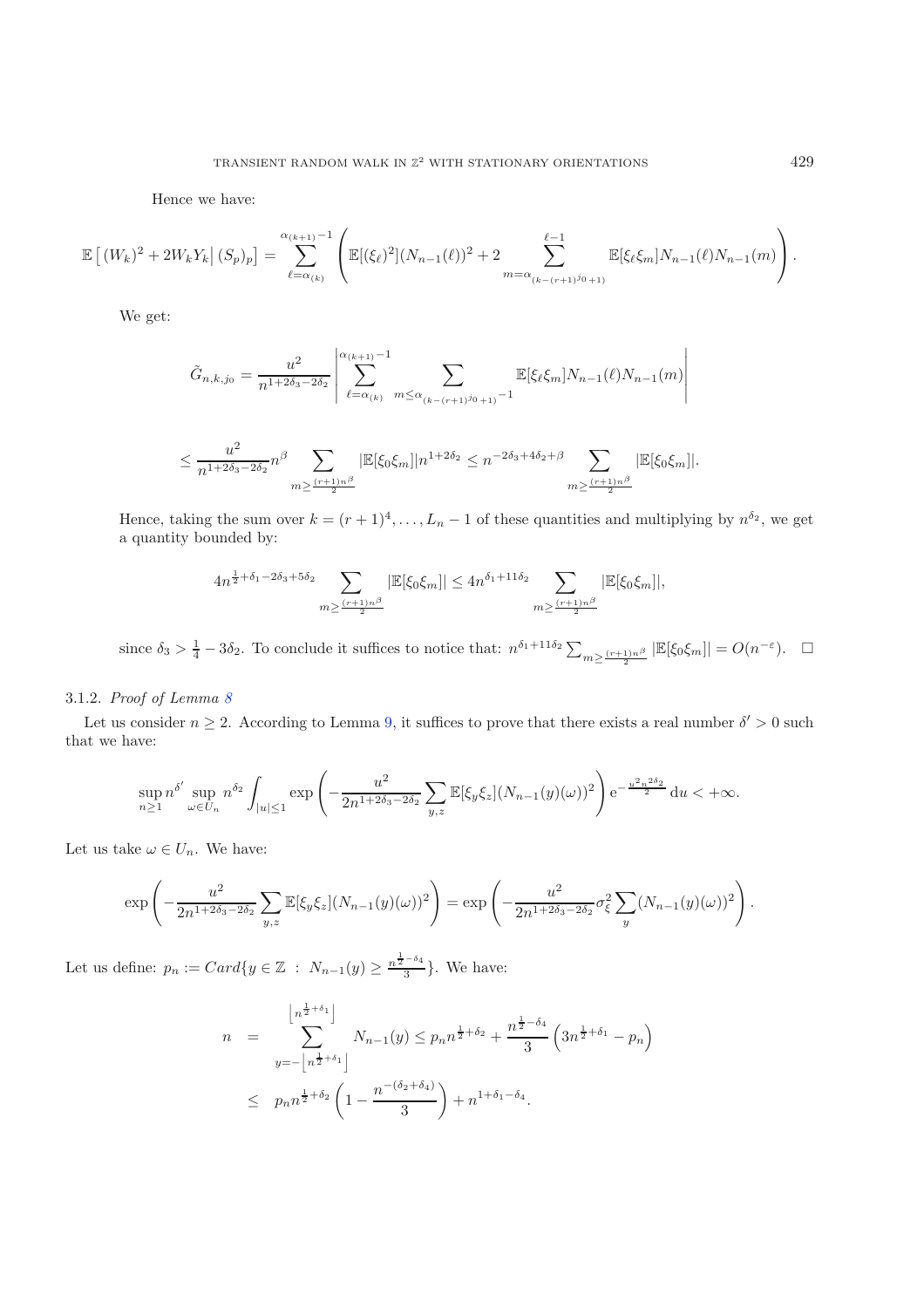Hence we have:

$$\mathbb{E}\left[(W_k)^2 + 2W_kY_k\middle|\,(S_p)_p\right] = \sum_{\ell=\alpha_{(k)}}^{\alpha_{(k+1)}-1}\left(\mathbb{E}[(\xi_\ell)^2](N_{n-1}(\ell))^2 + 2\sum_{m=\alpha_{(k-(r+1)^{j_0}+1)}}^{\ell-1}\mathbb{E}[\xi_\ell\xi_m]N_{n-1}(\ell)N_{n-1}(m)\right).$$

We get:

$$\tilde{G}_{n,k,j_0} = \frac{u^2}{n^{1+2\delta_3-2\delta_2}}\left|\sum_{\ell=\alpha_{(k)}}^{\alpha_{(k+1)}-1}\sum_{m\le\alpha_{(k-(r+1)^{j_0}+1)}-1}\mathbb{E}[\xi_\ell\xi_m]N_{n-1}(\ell)N_{n-1}(m)\right|$$

$$\le \frac{u^2}{n^{1+2\delta_3-2\delta_2}}n^{\beta}\sum_{m\ge\frac{(r+1)n^\beta}{2}}|\mathbb{E}[\xi_0\xi_m]|n^{1+2\delta_2} \le n^{-2\delta_3+4\delta_2+\beta}\sum_{m\ge\frac{(r+1)n^\beta}{2}}|\mathbb{E}[\xi_0\xi_m]|.$$

Hence, taking the sum over $k=(r+1)^4,\dots,L_n-1$ of these quantities and multiplying by $n^{\delta_2}$, we get a quantity bounded by:

$$4n^{\frac{1}{2}+\delta_1-2\delta_3+5\delta_2}\sum_{m\ge\frac{(r+1)n^\beta}{2}}|\mathbb{E}[\xi_0\xi_m]| \le 4n^{\delta_1+11\delta_2}\sum_{m\ge\frac{(r+1)n^\beta}{2}}|\mathbb{E}[\xi_0\xi_m]|,$$

since $\delta_3 > \frac{1}{4}-3\delta_2$. To conclude it suffices to notice that: $n^{\delta_1+11\delta_2}\sum_{m\ge\frac{(r+1)n^\beta}{2}}|\mathbb{E}[\xi_0\xi_m]| = O(n^{-\varepsilon})$. $\square$

### 3.1.2. *Proof of Lemma 8*

Let us consider $n\ge 2$. According to Lemma 9, it suffices to prove that there exists a real number $\delta'>0$ such that we have:

$$\sup_{n\ge1} n^{\delta'}\sup_{\omega\in U_n} n^{\delta_2}\int_{|u|\le1}\exp\left(-\frac{u^2}{2n^{1+2\delta_3-2\delta_2}}\sum_{y,z}\mathbb{E}[\xi_y\xi_z](N_{n-1}(y)(\omega))^2\right)\mathrm{e}^{-\frac{u^2n^{2\delta_2}}{2}}\,\mathrm{d}u < +\infty.$$

Let us take $\omega\in U_n$. We have:

$$\exp\left(-\frac{u^2}{2n^{1+2\delta_3-2\delta_2}}\sum_{y,z}\mathbb{E}[\xi_y\xi_z](N_{n-1}(y)(\omega))^2\right) = \exp\left(-\frac{u^2}{2n^{1+2\delta_3-2\delta_2}}\sigma_\xi^2\sum_y(N_{n-1}(y)(\omega))^2\right).$$

Let us define: $p_n := Card\{y\in\mathbb{Z}\ :\ N_{n-1}(y)\ge\frac{n^{\frac{1}{2}-\delta_4}}{3}\}$. We have:

$$\begin{aligned} n &= \sum_{y=-\left\lfloor n^{\frac{1}{2}+\delta_1}\right\rfloor}^{\left\lfloor n^{\frac{1}{2}+\delta_1}\right\rfloor} N_{n-1}(y) \le p_n n^{\frac{1}{2}+\delta_2} + \frac{n^{\frac{1}{2}-\delta_4}}{3}\left(3n^{\frac{1}{2}+\delta_1}-p_n\right) \\ &\le p_n n^{\frac{1}{2}+\delta_2}\left(1-\frac{n^{-(\delta_2+\delta_4)}}{3}\right) + n^{1+\delta_1-\delta_4}. \end{aligned}$$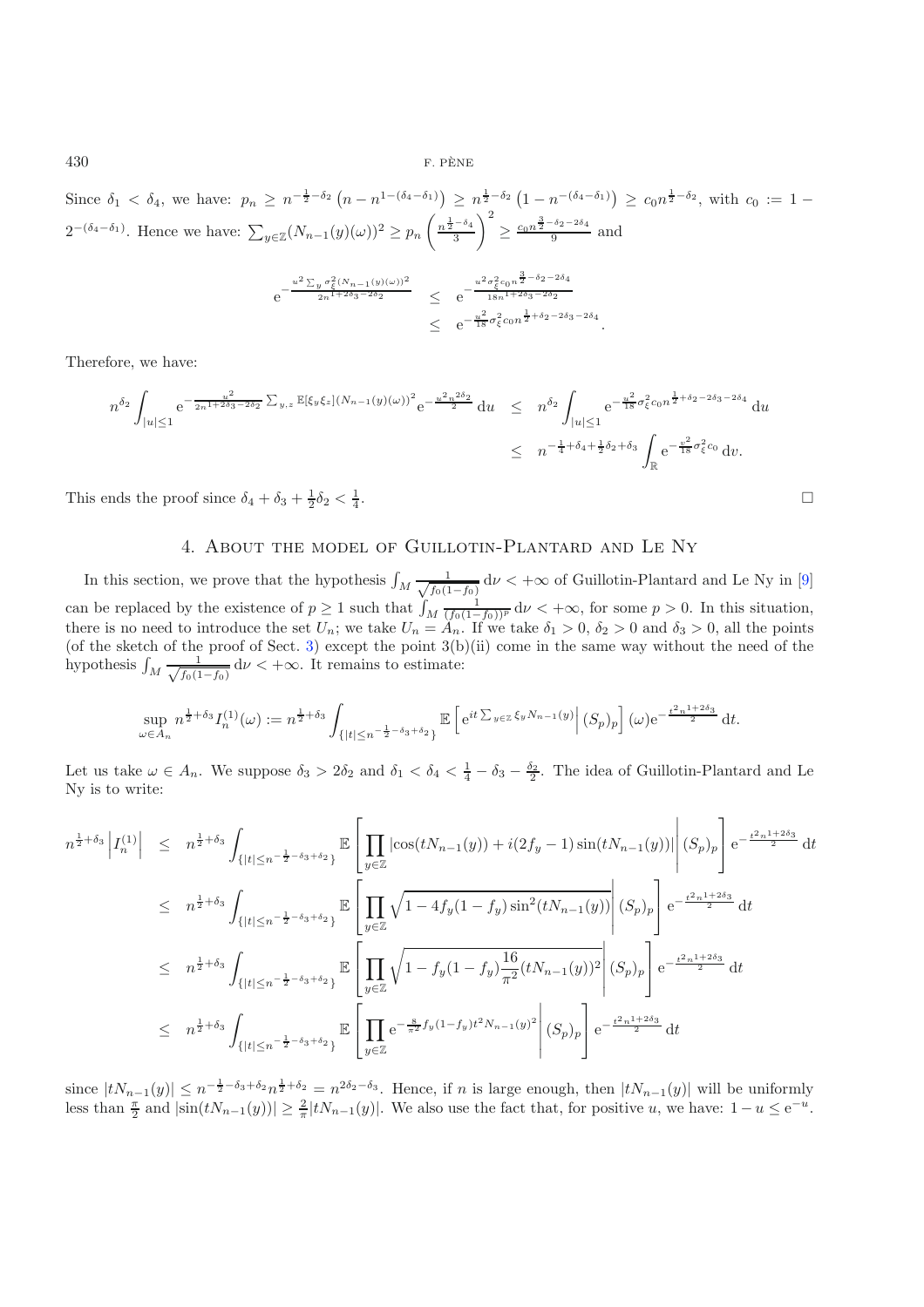Since $\delta_1 < \delta_4$, we have: $p_n \geq n^{-\frac{1}{2}-\delta_2}\left(n - n^{1-(\delta_4-\delta_1)}\right) \geq n^{\frac{1}{2}-\delta_2}\left(1 - n^{-(\delta_4-\delta_1)}\right) \geq c_0 n^{\frac{1}{2}-\delta_2}$, with $c_0 := 1 - 2^{-(\delta_4-\delta_1)}$. Hence we have: $\sum_{y\in\mathbb{Z}}(N_{n-1}(y)(\omega))^2 \geq p_n\left(\frac{n^{\frac{1}{2}-\delta_4}}{3}\right)^2 \geq \frac{c_0 n^{\frac{3}{2}-\delta_2-2\delta_4}}{9}$ and

$$
\begin{aligned}
\mathrm{e}^{-\frac{u^2\sum_y \sigma_\xi^2 (N_{n-1}(y)(\omega))^2}{2n^{1+2\delta_3-2\delta_2}}} &\leq \mathrm{e}^{-\frac{u^2\sigma_\xi^2 c_0 n^{\frac{3}{2}-\delta_2-2\delta_4}}{18 n^{1+2\delta_3-2\delta_2}}}\\
&\leq \mathrm{e}^{-\frac{u^2}{18}\sigma_\xi^2 c_0 n^{\frac{1}{2}+\delta_2-2\delta_3-2\delta_4}}.
\end{aligned}
$$

Therefore, we have:

$$
\begin{aligned}
n^{\delta_2}\int_{|u|\leq 1}\mathrm{e}^{-\frac{u^2}{2n^{1+2\delta_3-2\delta_2}}\sum_{y,z}\mathbb{E}[\xi_y\xi_z](N_{n-1}(y)(\omega))^2}\mathrm{e}^{-\frac{u^2 n^{2\delta_2}}{2}}\,\mathrm{d}u &\leq n^{\delta_2}\int_{|u|\leq 1}\mathrm{e}^{-\frac{u^2}{18}\sigma_\xi^2 c_0 n^{\frac{1}{2}+\delta_2-2\delta_3-2\delta_4}}\,\mathrm{d}u\\
&\leq n^{-\frac{1}{4}+\delta_4+\frac{1}{2}\delta_2+\delta_3}\int_{\mathbb{R}}\mathrm{e}^{-\frac{v^2}{18}\sigma_\xi^2 c_0}\,\mathrm{d}v.
\end{aligned}
$$

This ends the proof since $\delta_4 + \delta_3 + \frac{1}{2}\delta_2 < \frac{1}{4}$. □

## 4. About the model of Guillotin-Plantard and Le Ny

In this section, we prove that the hypothesis $\int_M \frac{1}{\sqrt{f_0(1-f_0)}}\,\mathrm{d}\nu < +\infty$ of Guillotin-Plantard and Le Ny in [9] can be replaced by the existence of $p \geq 1$ such that $\int_M \frac{1}{(f_0(1-f_0))^p}\,\mathrm{d}\nu < +\infty$, for some $p > 0$. In this situation, there is no need to introduce the set $U_n$; we take $U_n = A_n$. If we take $\delta_1 > 0$, $\delta_2 > 0$ and $\delta_3 > 0$, all the points (of the sketch of the proof of Sect. 3) except the point 3(b)(ii) come in the same way without the need of the hypothesis $\int_M \frac{1}{\sqrt{f_0(1-f_0)}}\,\mathrm{d}\nu < +\infty$. It remains to estimate:

$$
\sup_{\omega\in A_n} n^{\frac{1}{2}+\delta_3} I_n^{(1)}(\omega) := n^{\frac{1}{2}+\delta_3}\int_{\{|t|\leq n^{-\frac{1}{2}-\delta_3+\delta_2}\}}\mathbb{E}\left[\mathrm{e}^{it\sum_{y\in\mathbb{Z}}\xi_y N_{n-1}(y)}\middle|(S_p)_p\right](\omega)\mathrm{e}^{-\frac{t^2 n^{1+2\delta_3}}{2}}\,\mathrm{d}t.
$$

Let us take $\omega \in A_n$. We suppose $\delta_3 > 2\delta_2$ and $\delta_1 < \delta_4 < \frac{1}{4} - \delta_3 - \frac{\delta_2}{2}$. The idea of Guillotin-Plantard and Le Ny is to write:

$$
\begin{aligned}
n^{\frac{1}{2}+\delta_3}\left|I_n^{(1)}\right| &\leq n^{\frac{1}{2}+\delta_3}\int_{\{|t|\leq n^{-\frac{1}{2}-\delta_3+\delta_2}\}}\mathbb{E}\left[\prod_{y\in\mathbb{Z}}|\cos(tN_{n-1}(y)) + i(2f_y-1)\sin(tN_{n-1}(y))|\middle|(S_p)_p\right]\mathrm{e}^{-\frac{t^2 n^{1+2\delta_3}}{2}}\,\mathrm{d}t\\
&\leq n^{\frac{1}{2}+\delta_3}\int_{\{|t|\leq n^{-\frac{1}{2}-\delta_3+\delta_2}\}}\mathbb{E}\left[\prod_{y\in\mathbb{Z}}\sqrt{1-4f_y(1-f_y)\sin^2(tN_{n-1}(y))}\middle|(S_p)_p\right]\mathrm{e}^{-\frac{t^2 n^{1+2\delta_3}}{2}}\,\mathrm{d}t\\
&\leq n^{\frac{1}{2}+\delta_3}\int_{\{|t|\leq n^{-\frac{1}{2}-\delta_3+\delta_2}\}}\mathbb{E}\left[\prod_{y\in\mathbb{Z}}\sqrt{1-f_y(1-f_y)\frac{16}{\pi^2}(tN_{n-1}(y))^2}\middle|(S_p)_p\right]\mathrm{e}^{-\frac{t^2 n^{1+2\delta_3}}{2}}\,\mathrm{d}t\\
&\leq n^{\frac{1}{2}+\delta_3}\int_{\{|t|\leq n^{-\frac{1}{2}-\delta_3+\delta_2}\}}\mathbb{E}\left[\prod_{y\in\mathbb{Z}}\mathrm{e}^{-\frac{8}{\pi^2}f_y(1-f_y)t^2 N_{n-1}(y)^2}\middle|(S_p)_p\right]\mathrm{e}^{-\frac{t^2 n^{1+2\delta_3}}{2}}\,\mathrm{d}t
\end{aligned}
$$

since $|tN_{n-1}(y)| \leq n^{-\frac{1}{2}-\delta_3+\delta_2}n^{\frac{1}{2}+\delta_2} = n^{2\delta_2-\delta_3}$. Hence, if $n$ is large enough, then $|tN_{n-1}(y)|$ will be uniformly less than $\frac{\pi}{2}$ and $|\sin(tN_{n-1}(y))| \geq \frac{2}{\pi}|tN_{n-1}(y)|$. We also use the fact that, for positive $u$, we have: $1 - u \leq \mathrm{e}^{-u}$.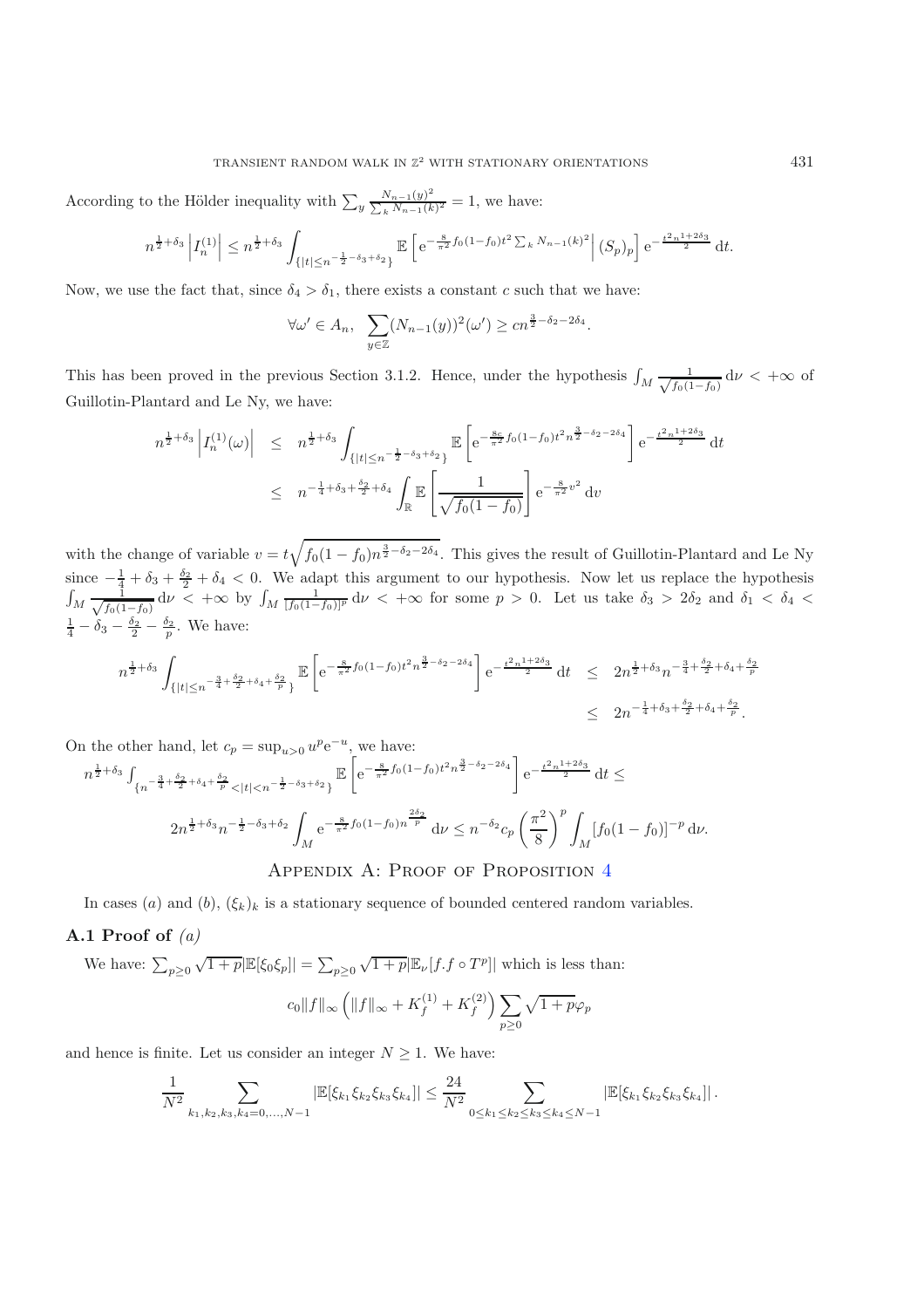According to the Hölder inequality with $\sum_y \frac{N_{n-1}(y)^2}{\sum_k N_{n-1}(k)^2} = 1$, we have:

$$n^{\frac{1}{2}+\delta_3} \left| I_n^{(1)} \right| \leq n^{\frac{1}{2}+\delta_3} \int_{\{|t| \leq n^{-\frac{1}{2}-\delta_3+\delta_2}\}} \mathbb{E}\left[ \mathrm{e}^{-\frac{8}{\pi^2} f_0(1-f_0) t^2 \sum_k N_{n-1}(k)^2} \middle| (S_p)_p \right] \mathrm{e}^{-\frac{t^2 n^{1+2\delta_3}}{2}} \, \mathrm{d}t.$$

Now, we use the fact that, since $\delta_4 > \delta_1$, there exists a constant $c$ such that we have:

$$\forall \omega' \in A_n, \; \sum_{y \in \mathbb{Z}} (N_{n-1}(y))^2(\omega') \geq c n^{\frac{3}{2}-\delta_2-2\delta_4}.$$

This has been proved in the previous Section 3.1.2. Hence, under the hypothesis $\int_M \frac{1}{\sqrt{f_0(1-f_0)}} \, \mathrm{d}\nu < +\infty$ of Guillotin-Plantard and Le Ny, we have:

$$\begin{aligned} n^{\frac{1}{2}+\delta_3} \left| I_n^{(1)}(\omega) \right| &\leq n^{\frac{1}{2}+\delta_3} \int_{\{|t| \leq n^{-\frac{1}{2}-\delta_3+\delta_2}\}} \mathbb{E}\left[ \mathrm{e}^{-\frac{8c}{\pi^2} f_0(1-f_0) t^2 n^{\frac{3}{2}-\delta_2-2\delta_4}} \right] \mathrm{e}^{-\frac{t^2 n^{1+2\delta_3}}{2}} \, \mathrm{d}t \\ &\leq n^{-\frac{1}{4}+\delta_3+\frac{\delta_2}{2}+\delta_4} \int_{\mathbb{R}} \mathbb{E}\left[ \frac{1}{\sqrt{f_0(1-f_0)}} \right] \mathrm{e}^{-\frac{8}{\pi^2} v^2} \, \mathrm{d}v \end{aligned}$$

with the change of variable $v = t\sqrt{f_0(1-f_0) n^{\frac{3}{2}-\delta_2-2\delta_4}}$. This gives the result of Guillotin-Plantard and Le Ny since $-\frac{1}{4} + \delta_3 + \frac{\delta_2}{2} + \delta_4 < 0$. We adapt this argument to our hypothesis. Now let us replace the hypothesis $\int_M \frac{1}{\sqrt{f_0(1-f_0)}} \, \mathrm{d}\nu < +\infty$ by $\int_M \frac{1}{[f_0(1-f_0)]^p} \, \mathrm{d}\nu < +\infty$ for some $p > 0$. Let us take $\delta_3 > 2\delta_2$ and $\delta_1 < \delta_4 < \frac{1}{4} - \delta_3 - \frac{\delta_2}{2} - \frac{\delta_2}{p}$. We have:

$$\begin{aligned} n^{\frac{1}{2}+\delta_3} \int_{\{|t| \leq n^{-\frac{3}{4}+\frac{\delta_2}{2}+\delta_4+\frac{\delta_2}{p}}\}} \mathbb{E}\left[ \mathrm{e}^{-\frac{8}{\pi^2} f_0(1-f_0) t^2 n^{\frac{3}{2}-\delta_2-2\delta_4}} \right] \mathrm{e}^{-\frac{t^2 n^{1+2\delta_3}}{2}} \, \mathrm{d}t &\leq 2n^{\frac{1}{2}+\delta_3} n^{-\frac{3}{4}+\frac{\delta_2}{2}+\delta_4+\frac{\delta_2}{p}} \\ &\leq 2n^{-\frac{1}{4}+\delta_3+\frac{\delta_2}{2}+\delta_4+\frac{\delta_2}{p}}. \end{aligned}$$

On the other hand, let $c_p = \sup_{u>0} u^p \mathrm{e}^{-u}$, we have:

$$n^{\frac{1}{2}+\delta_3} \int_{\{n^{-\frac{3}{4}+\frac{\delta_2}{2}+\delta_4+\frac{\delta_2}{p}} < |t| < n^{-\frac{1}{2}-\delta_3+\delta_2}\}} \mathbb{E}\left[ \mathrm{e}^{-\frac{8}{\pi^2} f_0(1-f_0) t^2 n^{\frac{3}{2}-\delta_2-2\delta_4}} \right] \mathrm{e}^{-\frac{t^2 n^{1+2\delta_3}}{2}} \, \mathrm{d}t \leq$$

$$2n^{\frac{1}{2}+\delta_3} n^{-\frac{1}{2}-\delta_3+\delta_2} \int_M \mathrm{e}^{-\frac{8}{\pi^2} f_0(1-f_0) n^{\frac{2\delta_2}{p}}} \, \mathrm{d}\nu \leq n^{-\delta_2} c_p \left( \frac{\pi^2}{8} \right)^p \int_M [f_0(1-f_0)]^{-p} \, \mathrm{d}\nu.$$

## Appendix A: Proof of Proposition 4

In cases $(a)$ and $(b)$, $(\xi_k)_k$ is a stationary sequence of bounded centered random variables.

### A.1 Proof of *(a)*

We have: $\sum_{p \geq 0} \sqrt{1+p} |\mathbb{E}[\xi_0 \xi_p]| = \sum_{p \geq 0} \sqrt{1+p} |\mathbb{E}_\nu [f.f \circ T^p]|$ which is less than:

$$c_0 \|f\|_\infty \left( \|f\|_\infty + K_f^{(1)} + K_f^{(2)} \right) \sum_{p \geq 0} \sqrt{1+p} \varphi_p$$

and hence is finite. Let us consider an integer $N \geq 1$. We have:

$$\frac{1}{N^2} \sum_{k_1,k_2,k_3,k_4=0,\ldots,N-1} |\mathbb{E}[\xi_{k_1} \xi_{k_2} \xi_{k_3} \xi_{k_4}]| \leq \frac{24}{N^2} \sum_{0 \leq k_1 \leq k_2 \leq k_3 \leq k_4 \leq N-1} |\mathbb{E}[\xi_{k_1} \xi_{k_2} \xi_{k_3} \xi_{k_4}]|.$$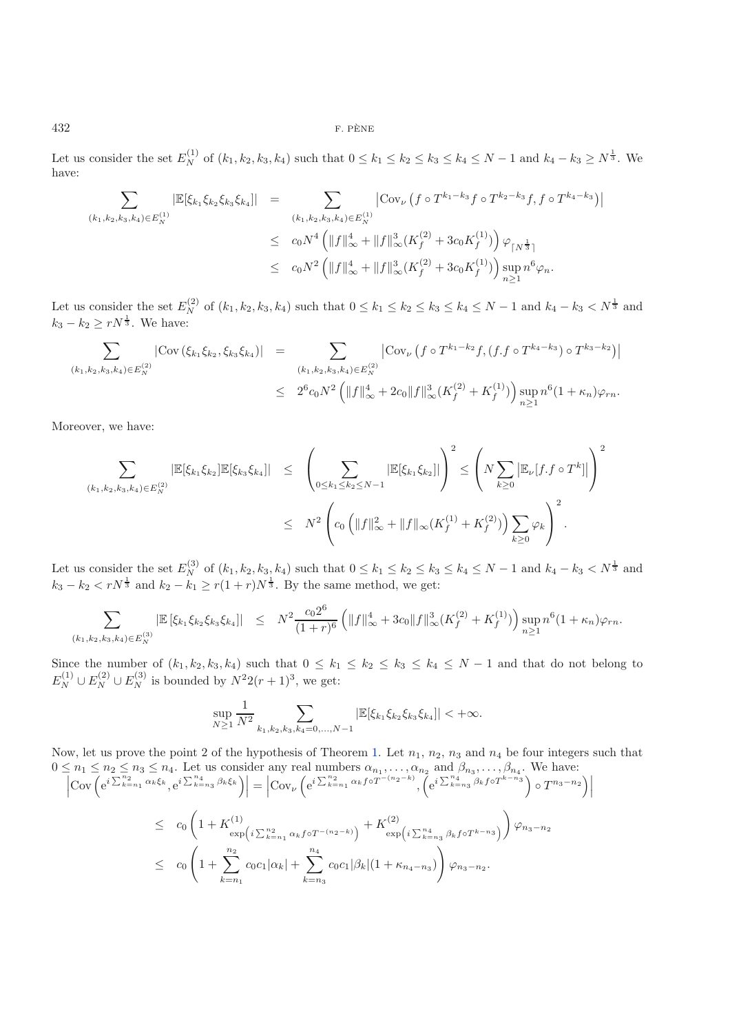Let us consider the set $E_N^{(1)}$ of $(k_1,k_2,k_3,k_4)$ such that $0 \le k_1 \le k_2 \le k_3 \le k_4 \le N-1$ and $k_4 - k_3 \ge N^{\frac{1}{3}}$. We have:

$$
\begin{aligned}
\sum_{(k_1,k_2,k_3,k_4)\in E_N^{(1)}} |\mathbb{E}[\xi_{k_1}\xi_{k_2}\xi_{k_3}\xi_{k_4}]| &= \sum_{(k_1,k_2,k_3,k_4)\in E_N^{(1)}} \left|\mathrm{Cov}_\nu\left(f\circ T^{k_1-k_3} f\circ T^{k_2-k_3} f, f\circ T^{k_4-k_3}\right)\right| \\
&\le c_0 N^4 \left(\|f\|_\infty^4 + \|f\|_\infty^3 (K_f^{(2)} + 3c_0 K_f^{(1)})\right)\varphi_{\lceil N^{\frac{1}{3}}\rceil} \\
&\le c_0 N^2 \left(\|f\|_\infty^4 + \|f\|_\infty^3 (K_f^{(2)} + 3c_0 K_f^{(1)})\right)\sup_{n\ge 1} n^6 \varphi_n.
\end{aligned}
$$

Let us consider the set $E_N^{(2)}$ of $(k_1,k_2,k_3,k_4)$ such that $0 \le k_1 \le k_2 \le k_3 \le k_4 \le N-1$ and $k_4 - k_3 < N^{\frac{1}{3}}$ and $k_3 - k_2 \ge rN^{\frac{1}{3}}$. We have:

$$
\begin{aligned}
\sum_{(k_1,k_2,k_3,k_4)\in E_N^{(2)}} |\mathrm{Cov}\left(\xi_{k_1}\xi_{k_2},\xi_{k_3}\xi_{k_4}\right)| &= \sum_{(k_1,k_2,k_3,k_4)\in E_N^{(2)}} \left|\mathrm{Cov}_\nu\left(f\circ T^{k_1-k_2} f, (f.f\circ T^{k_4-k_3})\circ T^{k_3-k_2}\right)\right| \\
&\le 2^6 c_0 N^2 \left(\|f\|_\infty^4 + 2c_0\|f\|_\infty^3 (K_f^{(2)} + K_f^{(1)})\right)\sup_{n\ge 1} n^6 (1+\kappa_n)\varphi_{rn}.
\end{aligned}
$$

Moreover, we have:

$$
\begin{aligned}
\sum_{(k_1,k_2,k_3,k_4)\in E_N^{(2)}} |\mathbb{E}[\xi_{k_1}\xi_{k_2}]\mathbb{E}[\xi_{k_3}\xi_{k_4}]| &\le \left(\sum_{0\le k_1\le k_2\le N-1} |\mathbb{E}[\xi_{k_1}\xi_{k_2}]|\right)^2 \le \left(N\sum_{k\ge 0}\left|\mathbb{E}_\nu[f.f\circ T^k]\right|\right)^2 \\
&\le N^2\left(c_0\left(\|f\|_\infty^2 + \|f\|_\infty (K_f^{(1)} + K_f^{(2)})\right)\sum_{k\ge 0}\varphi_k\right)^2.
\end{aligned}
$$

Let us consider the set $E_N^{(3)}$ of $(k_1,k_2,k_3,k_4)$ such that $0 \le k_1 \le k_2 \le k_3 \le k_4 \le N-1$ and $k_4 - k_3 < N^{\frac{1}{3}}$ and $k_3 - k_2 < rN^{\frac{1}{3}}$ and $k_2 - k_1 \ge r(1+r)N^{\frac{1}{3}}$. By the same method, we get:

$$
\sum_{(k_1,k_2,k_3,k_4)\in E_N^{(3)}} |\mathbb{E}\left[\xi_{k_1}\xi_{k_2}\xi_{k_3}\xi_{k_4}\right]| \le N^2 \frac{c_0 2^6}{(1+r)^6}\left(\|f\|_\infty^4 + 3c_0\|f\|_\infty^3 (K_f^{(2)} + K_f^{(1)})\right)\sup_{n\ge 1} n^6(1+\kappa_n)\varphi_{rn}.
$$

Since the number of $(k_1,k_2,k_3,k_4)$ such that $0 \le k_1 \le k_2 \le k_3 \le k_4 \le N-1$ and that do not belong to $E_N^{(1)} \cup E_N^{(2)} \cup E_N^{(3)}$ is bounded by $N^2 2(r+1)^3$, we get:

$$
\sup_{N\ge 1}\frac{1}{N^2}\sum_{k_1,k_2,k_3,k_4=0,\dots,N-1} |\mathbb{E}[\xi_{k_1}\xi_{k_2}\xi_{k_3}\xi_{k_4}]| < +\infty.
$$

Now, let us prove the point 2 of the hypothesis of Theorem 1. Let $n_1$, $n_2$, $n_3$ and $n_4$ be four integers such that $0 \le n_1 \le n_2 \le n_3 \le n_4$. Let us consider any real numbers $\alpha_{n_1},\dots,\alpha_{n_2}$ and $\beta_{n_3},\dots,\beta_{n_4}$. We have:

$$
\begin{aligned}
\left|\mathrm{Cov}\left(\mathrm{e}^{i\sum_{k=n_1}^{n_2}\alpha_k\xi_k}, \mathrm{e}^{i\sum_{k=n_3}^{n_4}\beta_k\xi_k}\right)\right| &= \left|\mathrm{Cov}_\nu\left(\mathrm{e}^{i\sum_{k=n_1}^{n_2}\alpha_k f\circ T^{-(n_2-k)}}, \left(\mathrm{e}^{i\sum_{k=n_3}^{n_4}\beta_k f\circ T^{k-n_3}}\right)\circ T^{n_3-n_2}\right)\right| \\
&\le c_0\left(1 + K^{(1)}_{\exp\left(i\sum_{k=n_1}^{n_2}\alpha_k f\circ T^{-(n_2-k)}\right)} + K^{(2)}_{\exp\left(i\sum_{k=n_3}^{n_4}\beta_k f\circ T^{k-n_3}\right)}\right)\varphi_{n_3-n_2} \\
&\le c_0\left(1 + \sum_{k=n_1}^{n_2} c_0 c_1|\alpha_k| + \sum_{k=n_3}^{n_4} c_0 c_1 |\beta_k|(1+\kappa_{n_4-n_3})\right)\varphi_{n_3-n_2}.
\end{aligned}
$$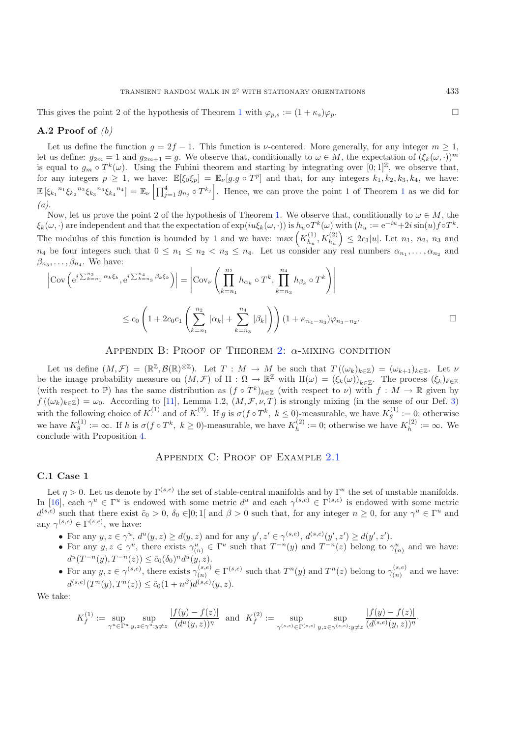This gives the point 2 of the hypothesis of Theorem 1 with $\varphi_{p,s} := (1+\kappa_s)\varphi_p$. $\square$

### A.2 Proof of *(b)*

Let us define the function $g = 2f - 1$. This function is $\nu$-centered. More generally, for any integer $m \geq 1$, let us define: $g_{2m} = 1$ and $g_{2m+1} = g$. We observe that, conditionally to $\omega \in M$, the expectation of $(\xi_k(\omega,\cdot))^m$ is equal to $g_m \circ T^k(\omega)$. Using the Fubini theorem and starting by integrating over $[0;1]^{\mathbb{Z}}$, we observe that, for any integers $p \geq 1$, we have: $\mathbb{E}[\xi_0 \xi_p] = \mathbb{E}_\nu[g.g \circ T^p]$ and that, for any integers $k_1, k_2, k_3, k_4$, we have: $\mathbb{E}\left[{\xi_{k_1}}^{n_1}{\xi_{k_2}}^{n_2}{\xi_{k_3}}^{n_3}{\xi_{k_4}}^{n_4}\right] = \mathbb{E}_\nu\left[\prod_{j=1}^4 g_{n_j} \circ T^{k_j}\right]$. Hence, we can prove the point 1 of Theorem 1 as we did for *(a)*.

Now, let us prove the point 2 of the hypothesis of Theorem 1. We observe that, conditionally to $\omega \in M$, the $\xi_k(\omega,\cdot)$ are independent and that the expectation of $\exp(iu\xi_k(\omega,\cdot))$ is $h_u \circ T^k(\omega)$ with $(h_u := \mathrm{e}^{-iu} + 2i\sin(u) f \circ T^k$. The modulus of this function is bounded by 1 and we have: $\max\left(K^{(1)}_{h_u}, K^{(2)}_{h_u}\right) \leq 2c_1|u|$. Let $n_1$, $n_2$, $n_3$ and $n_4$ be four integers such that $0 \leq n_1 \leq n_2 < n_3 \leq n_4$. Let us consider any real numbers $\alpha_{n_1}, \dots, \alpha_{n_2}$ and $\beta_{n_3}, \dots, \beta_{n_4}$. We have:

$$
\begin{aligned}
\left|\mathrm{Cov}\left(\mathrm{e}^{i\sum_{k=n_1}^{n_2}\alpha_k\xi_k}, \mathrm{e}^{i\sum_{k=n_3}^{n_4}\beta_k\xi_k}\right)\right| &= \left|\mathrm{Cov}_\nu\left(\prod_{k=n_1}^{n_2} h_{\alpha_k} \circ T^k, \prod_{k=n_3}^{n_4} h_{\beta_k} \circ T^k\right)\right| \\
&\leq c_0\left(1 + 2c_0c_1\left(\sum_{k=n_1}^{n_2}|\alpha_k| + \sum_{k=n_3}^{n_4}|\beta_k|\right)\right)(1+\kappa_{n_4-n_3})\varphi_{n_3-n_2}. \qquad \square
\end{aligned}
$$

## Appendix B: Proof of Theorem 2: $\alpha$-mixing condition

Let us define $(M,\mathcal{F}) = (\mathbb{R}^{\mathbb{Z}}, \mathcal{B}(\mathbb{R})^{\otimes\mathbb{Z}})$. Let $T: M \to M$ be such that $T((\omega_k)_{k\in\mathbb{Z}}) = (\omega_{k+1})_{k\in\mathbb{Z}}$. Let $\nu$ be the image probability measure on $(M,\mathcal{F})$ of $\Pi: \Omega \to \mathbb{R}^{\mathbb{Z}}$ with $\Pi(\omega) = (\xi_k(\omega))_{k\in\mathbb{Z}}$. The process $(\xi_k)_{k\in\mathbb{Z}}$ (with respect to $\mathbb{P}$) has the same distribution as $(f \circ T^k)_{k\in\mathbb{Z}}$ (with respect to $\nu$) with $f: M \to \mathbb{R}$ given by $f((\omega_k)_{k\in\mathbb{Z}}) = \omega_0$. According to [11], Lemma 1.2, $(M,\mathcal{F},\nu,T)$ is strongly mixing (in the sense of our Def. 3) with the following choice of $K^{(1)}$ and of $K^{(2)}$. If $g$ is $\sigma(f \circ T^k,\ k \leq 0)$-measurable, we have $K^{(1)}_g := 0$; otherwise we have $K^{(1)}_g := \infty$. If $h$ is $\sigma(f \circ T^k,\ k \geq 0)$-measurable, we have $K^{(2)}_h := 0$; otherwise we have $K^{(2)}_h := \infty$. We conclude with Proposition 4.

## Appendix C: Proof of Example 2.1

### C.1 Case 1

Let $\eta > 0$. Let us denote by $\Gamma^{(s,e)}$ the set of stable-central manifolds and by $\Gamma^u$ the set of unstable manifolds. In [16], each $\gamma^u \in \Gamma^u$ is endowed with some metric $d^u$ and each $\gamma^{(s,e)} \in \Gamma^{(s,e)}$ is endowed with some metric $d^{(s,e)}$ such that there exist $\tilde{c}_0 > 0$, $\delta_0 \in ]0;1[$ and $\beta > 0$ such that, for any integer $n \geq 0$, for any $\gamma^u \in \Gamma^u$ and any $\gamma^{(s,e)} \in \Gamma^{(s,e)}$, we have:

- For any $y,z \in \gamma^u$, $d^u(y,z) \geq d(y,z)$ and for any $y',z' \in \gamma^{(s,e)}$, $d^{(s,e)}(y',z') \geq d(y',z')$.
- For any $y,z \in \gamma^u$, there exists $\gamma^u_{(n)} \in \Gamma^u$ such that $T^{-n}(y)$ and $T^{-n}(z)$ belong to $\gamma^u_{(n)}$ and we have: $d^u(T^{-n}(y), T^{-n}(z)) \leq \tilde{c}_0(\delta_0)^n d^u(y,z)$.
- For any $y,z \in \gamma^{(s,e)}$, there exists $\gamma^{(s,e)}_{(n)} \in \Gamma^{(s,e)}$ such that $T^n(y)$ and $T^n(z)$ belong to $\gamma^{(s,e)}_{(n)}$ and we have: $d^{(s,e)}(T^n(y), T^n(z)) \leq \tilde{c}_0(1+n^\beta)d^{(s,e)}(y,z)$.

We take:

$$
K^{(1)}_f := \sup_{\gamma^u \in \Gamma^u} \sup_{y,z \in \gamma^u : y \neq z} \frac{|f(y) - f(z)|}{(d^u(y,z))^\eta} \quad \text{and} \quad K^{(2)}_f := \sup_{\gamma^{(s,e)} \in \Gamma^{(s,e)}} \sup_{y,z \in \gamma^{(s,e)} : y \neq z} \frac{|f(y) - f(z)|}{(d^{(s,e)}(y,z))^\eta}.
$$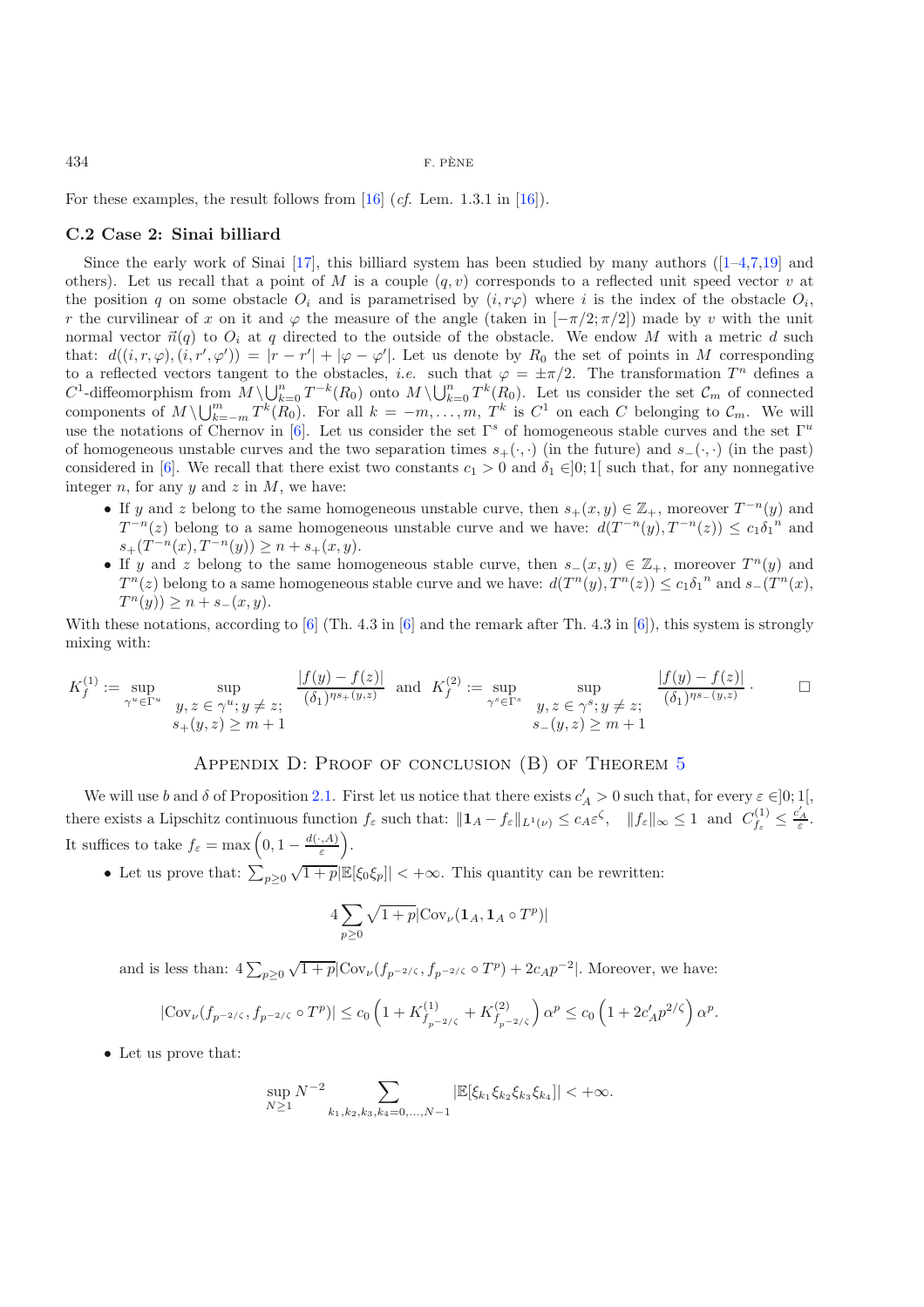For these examples, the result follows from [16] (*cf.* Lem. 1.3.1 in [16]).

### C.2 Case 2: Sinai billiard

Since the early work of Sinai [17], this billiard system has been studied by many authors ([1–4,7,19] and others). Let us recall that a point of $M$ is a couple $(q,v)$ corresponds to a reflected unit speed vector $v$ at the position $q$ on some obstacle $O_i$ and is parametrised by $(i,r\varphi)$ where $i$ is the index of the obstacle $O_i$, $r$ the curvilinear of $x$ on it and $\varphi$ the measure of the angle (taken in $[-\pi/2;\pi/2]$) made by $v$ with the unit normal vector $\vec{n}(q)$ to $O_i$ at $q$ directed to the outside of the obstacle. We endow $M$ with a metric $d$ such that: $d((i,r,\varphi),(i,r',\varphi')) = |r-r'| + |\varphi - \varphi'|$. Let us denote by $R_0$ the set of points in $M$ corresponding to a reflected vectors tangent to the obstacles, *i.e.* such that $\varphi = \pm\pi/2$. The transformation $T^n$ defines a $C^1$-diffeomorphism from $M\setminus\bigcup_{k=0}^n T^{-k}(R_0)$ onto $M\setminus\bigcup_{k=0}^n T^k(R_0)$. Let us consider the set $\mathcal{C}_m$ of connected components of $M\setminus\bigcup_{k=-m}^m T^k(R_0)$. For all $k=-m,\dots,m$, $T^k$ is $C^1$ on each $C$ belonging to $\mathcal{C}_m$. We will use the notations of Chernov in [6]. Let us consider the set $\Gamma^s$ of homogeneous stable curves and the set $\Gamma^u$ of homogeneous unstable curves and the two separation times $s_+(\cdot,\cdot)$ (in the future) and $s_-(\cdot,\cdot)$ (in the past) considered in [6]. We recall that there exist two constants $c_1>0$ and $\delta_1\in]0;1[$ such that, for any nonnegative integer $n$, for any $y$ and $z$ in $M$, we have:

- If $y$ and $z$ belong to the same homogeneous unstable curve, then $s_+(x,y)\in\mathbb{Z}_+$, moreover $T^{-n}(y)$ and $T^{-n}(z)$ belong to a same homogeneous unstable curve and we have: $d(T^{-n}(y),T^{-n}(z))\le c_1{\delta_1}^n$ and $s_+(T^{-n}(x),T^{-n}(y))\ge n+s_+(x,y)$.
- If $y$ and $z$ belong to the same homogeneous stable curve, then $s_-(x,y)\in\mathbb{Z}_+$, moreover $T^n(y)$ and $T^n(z)$ belong to a same homogeneous stable curve and we have: $d(T^n(y),T^n(z))\le c_1{\delta_1}^n$ and $s_-(T^n(x),T^n(y))\ge n+s_-(x,y)$.

With these notations, according to [6] (Th. 4.3 in [6] and the remark after Th. 4.3 in [6]), this system is strongly mixing with:

$$K_f^{(1)} := \sup_{\gamma^u\in\Gamma^u}\ \sup_{\substack{y,z\in\gamma^u;\,y\neq z;\\ s_+(y,z)\ge m+1}} \frac{|f(y)-f(z)|}{(\delta_1)^{\eta s_+(y,z)}} \quad\text{and}\quad K_f^{(2)} := \sup_{\gamma^s\in\Gamma^s}\ \sup_{\substack{y,z\in\gamma^s;\,y\neq z;\\ s_-(y,z)\ge m+1}} \frac{|f(y)-f(z)|}{(\delta_1)^{\eta s_-(y,z)}}\cdot \qquad \square$$

## Appendix D: Proof of conclusion (B) of Theorem 5

We will use $b$ and $\delta$ of Proposition 2.1. First let us notice that there exists $c'_A>0$ such that, for every $\varepsilon\in]0;1[$, there exists a Lipschitz continuous function $f_\varepsilon$ such that: $\|\mathbf{1}_A - f_\varepsilon\|_{L^1(\nu)}\le c_A\varepsilon^\zeta$, $\quad \|f_\varepsilon\|_\infty\le 1$ and $C^{(1)}_{f_\varepsilon}\le \frac{c'_A}{\varepsilon}$. It suffices to take $f_\varepsilon = \max\left(0, 1-\frac{d(\cdot,A)}{\varepsilon}\right)$.

- Let us prove that: $\sum_{p\ge 0}\sqrt{1+p}|\mathbb{E}[\xi_0\xi_p]| < +\infty$. This quantity can be rewritten:

$$4\sum_{p\ge 0}\sqrt{1+p}|\mathrm{Cov}_\nu(\mathbf{1}_A,\mathbf{1}_A\circ T^p)|$$

  and is less than: $4\sum_{p\ge0}\sqrt{1+p}|\mathrm{Cov}_\nu(f_{p^{-2/\zeta}}, f_{p^{-2/\zeta}}\circ T^p) + 2c_A p^{-2}|$. Moreover, we have:

$$|\mathrm{Cov}_\nu(f_{p^{-2/\zeta}}, f_{p^{-2/\zeta}}\circ T^p)| \le c_0\left(1 + K^{(1)}_{f_{p^{-2/\zeta}}} + K^{(2)}_{f_{p^{-2/\zeta}}}\right)\alpha^p \le c_0\left(1+2c'_A p^{2/\zeta}\right)\alpha^p.$$

- Let us prove that:

$$\sup_{N\ge1} N^{-2}\sum_{k_1,k_2,k_3,k_4=0,\dots,N-1} |\mathbb{E}[\xi_{k_1}\xi_{k_2}\xi_{k_3}\xi_{k_4}]| < +\infty.$$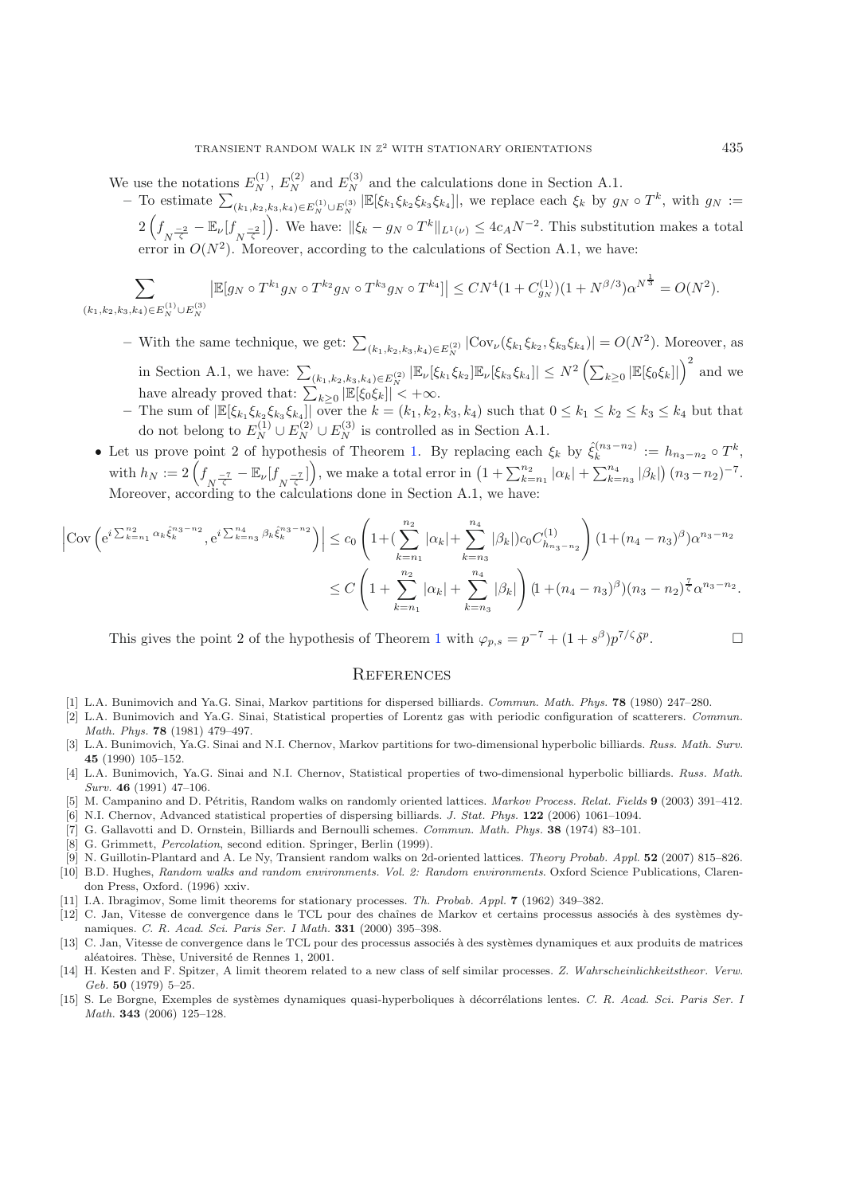We use the notations $E_N^{(1)}$, $E_N^{(2)}$ and $E_N^{(3)}$ and the calculations done in Section A.1.

- To estimate $\sum_{(k_1,k_2,k_3,k_4)\in E_N^{(1)}\cup E_N^{(3)}} |\mathbb{E}[\xi_{k_1}\xi_{k_2}\xi_{k_3}\xi_{k_4}]|$, we replace each $\xi_k$ by $g_N\circ T^k$, with $g_N := 2\left(f_{N^{\frac{-2}{\zeta}}} - \mathbb{E}_\nu[f_{N^{\frac{-2}{\zeta}}}]\right)$. We have: $\|\xi_k - g_N\circ T^k\|_{L^1(\nu)} \le 4c_A N^{-2}$. This substitution makes a total error in $O(N^2)$. Moreover, according to the calculations of Section A.1, we have:

$$\sum_{(k_1,k_2,k_3,k_4)\in E_N^{(1)}\cup E_N^{(3)}} \left|\mathbb{E}[g_N\circ T^{k_1} g_N\circ T^{k_2} g_N\circ T^{k_3} g_N\circ T^{k_4}]\right| \le CN^4(1+C_{g_N}^{(1)})(1+N^{\beta/3})\alpha^{N^{\frac{1}{3}}} = O(N^2).$$

- With the same technique, we get: $\sum_{(k_1,k_2,k_3,k_4)\in E_N^{(2)}} |\mathrm{Cov}_\nu(\xi_{k_1}\xi_{k_2},\xi_{k_3}\xi_{k_4})| = O(N^2)$. Moreover, as in Section A.1, we have: $\sum_{(k_1,k_2,k_3,k_4)\in E_N^{(2)}} |\mathbb{E}_\nu[\xi_{k_1}\xi_{k_2}]\mathbb{E}_\nu[\xi_{k_3}\xi_{k_4}]| \le N^2\left(\sum_{k\ge 0}|\mathbb{E}[\xi_0\xi_k]|\right)^2$ and we have already proved that: $\sum_{k\ge 0}|\mathbb{E}[\xi_0\xi_k]| < +\infty$.
- The sum of $|\mathbb{E}[\xi_{k_1}\xi_{k_2}\xi_{k_3}\xi_{k_4}]|$ over the $k=(k_1,k_2,k_3,k_4)$ such that $0\le k_1\le k_2\le k_3\le k_4$ but that do not belong to $E_N^{(1)}\cup E_N^{(2)}\cup E_N^{(3)}$ is controlled as in Section A.1.

- Let us prove point 2 of hypothesis of Theorem 1. By replacing each $\xi_k$ by $\hat{\xi}_k^{(n_3-n_2)} := h_{n_3-n_2}\circ T^k$, with $h_N := 2\left(f_{N^{\frac{-7}{\zeta}}} - \mathbb{E}_\nu[f_{N^{\frac{-7}{\zeta}}}]\right)$, we make a total error in $\left(1+\sum_{k=n_1}^{n_2}|\alpha_k| + \sum_{k=n_3}^{n_4}|\beta_k|\right)(n_3-n_2)^{-7}$. Moreover, according to the calculations done in Section A.1, we have:

$$\begin{aligned}\left|\mathrm{Cov}\left(\mathrm{e}^{i\sum_{k=n_1}^{n_2}\alpha_k\hat{\xi}_k^{n_3-n_2}}, \mathrm{e}^{i\sum_{k=n_3}^{n_4}\beta_k\hat{\xi}_k^{n_3-n_2}}\right)\right| &\le c_0\left(1+\Big(\sum_{k=n_1}^{n_2}|\alpha_k| + \sum_{k=n_3}^{n_4}|\beta_k|\Big)c_0 C_{h_{n_3-n_2}}^{(1)}\right)(1+(n_4-n_3)^\beta)\alpha^{n_3-n_2}\\ &\le C\left(1+\sum_{k=n_1}^{n_2}|\alpha_k| + \sum_{k=n_3}^{n_4}|\beta_k|\right)(1+(n_4-n_3)^\beta)(n_3-n_2)^{\frac{7}{\zeta}}\alpha^{n_3-n_2}.\end{aligned}$$

This gives the point 2 of the hypothesis of Theorem 1 with $\varphi_{p,s} = p^{-7} + (1+s^\beta)p^{7/\zeta}\delta^p$. □

## References

[1] L.A. Bunimovich and Ya.G. Sinai, Markov partitions for dispersed billiards. *Commun. Math. Phys.* **78** (1980) 247–280.

[2] L.A. Bunimovich and Ya.G. Sinai, Statistical properties of Lorentz gas with periodic configuration of scatterers. *Commun. Math. Phys.* **78** (1981) 479–497.

[3] L.A. Bunimovich, Ya.G. Sinai and N.I. Chernov, Markov partitions for two-dimensional hyperbolic billiards. *Russ. Math. Surv.* **45** (1990) 105–152.

[4] L.A. Bunimovich, Ya.G. Sinai and N.I. Chernov, Statistical properties of two-dimensional hyperbolic billiards. *Russ. Math. Surv.* **46** (1991) 47–106.

[5] M. Campanino and D. Pétritis, Random walks on randomly oriented lattices. *Markov Process. Relat. Fields* **9** (2003) 391–412.

[6] N.I. Chernov, Advanced statistical properties of dispersing billiards. *J. Stat. Phys.* **122** (2006) 1061–1094.

[7] G. Gallavotti and D. Ornstein, Billiards and Bernoulli schemes. *Commun. Math. Phys.* **38** (1974) 83–101.

[8] G. Grimmett, *Percolation*, second edition. Springer, Berlin (1999).

[9] N. Guillotin-Plantard and A. Le Ny, Transient random walks on 2d-oriented lattices. *Theory Probab. Appl.* **52** (2007) 815–826.

[10] B.D. Hughes, *Random walks and random environments. Vol. 2: Random environments*. Oxford Science Publications, Clarendon Press, Oxford. (1996) xxiv.

[11] I.A. Ibragimov, Some limit theorems for stationary processes. *Th. Probab. Appl.* **7** (1962) 349–382.

[12] C. Jan, Vitesse de convergence dans le TCL pour des chaînes de Markov et certains processus associés à des systèmes dynamiques. *C. R. Acad. Sci. Paris Ser. I Math.* **331** (2000) 395–398.

[13] C. Jan, Vitesse de convergence dans le TCL pour des processus associés à des systèmes dynamiques et aux produits de matrices aléatoires. Thèse, Université de Rennes 1, 2001.

[14] H. Kesten and F. Spitzer, A limit theorem related to a new class of self similar processes. *Z. Wahrscheinlichkeitstheor. Verw. Geb.* **50** (1979) 5–25.

[15] S. Le Borgne, Exemples de systèmes dynamiques quasi-hyperboliques à décorrélations lentes. *C. R. Acad. Sci. Paris Ser. I Math.* **343** (2006) 125–128.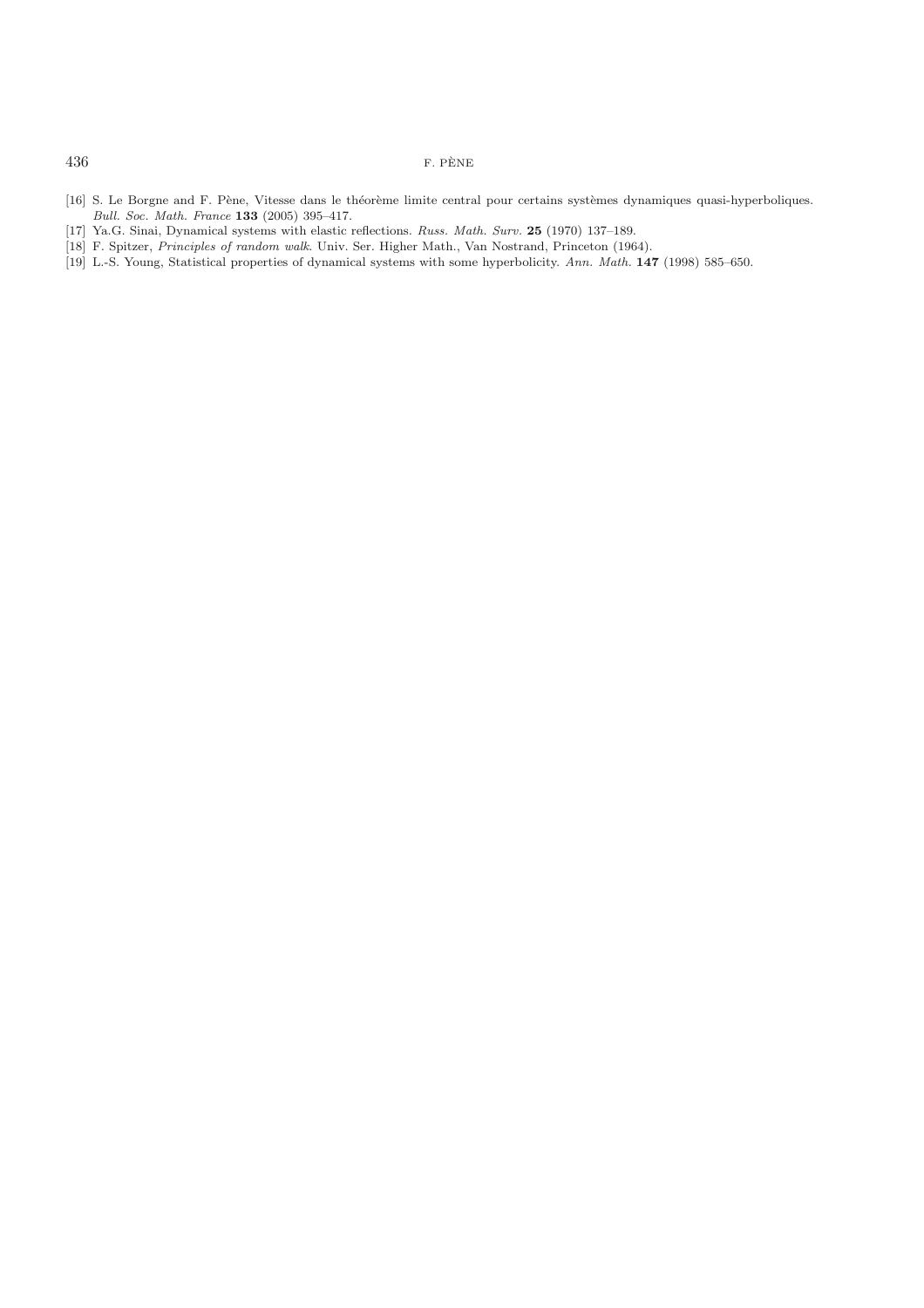[16] S. Le Borgne and F. Pène, Vitesse dans le théorème limite central pour certains systèmes dynamiques quasi-hyperboliques. *Bull. Soc. Math. France* **133** (2005) 395–417.

[17] Ya.G. Sinai, Dynamical systems with elastic reflections. *Russ. Math. Surv.* **25** (1970) 137–189.

[18] F. Spitzer, *Principles of random walk*. Univ. Ser. Higher Math., Van Nostrand, Princeton (1964).

[19] L.-S. Young, Statistical properties of dynamical systems with some hyperbolicity. *Ann. Math.* **147** (1998) 585–650.